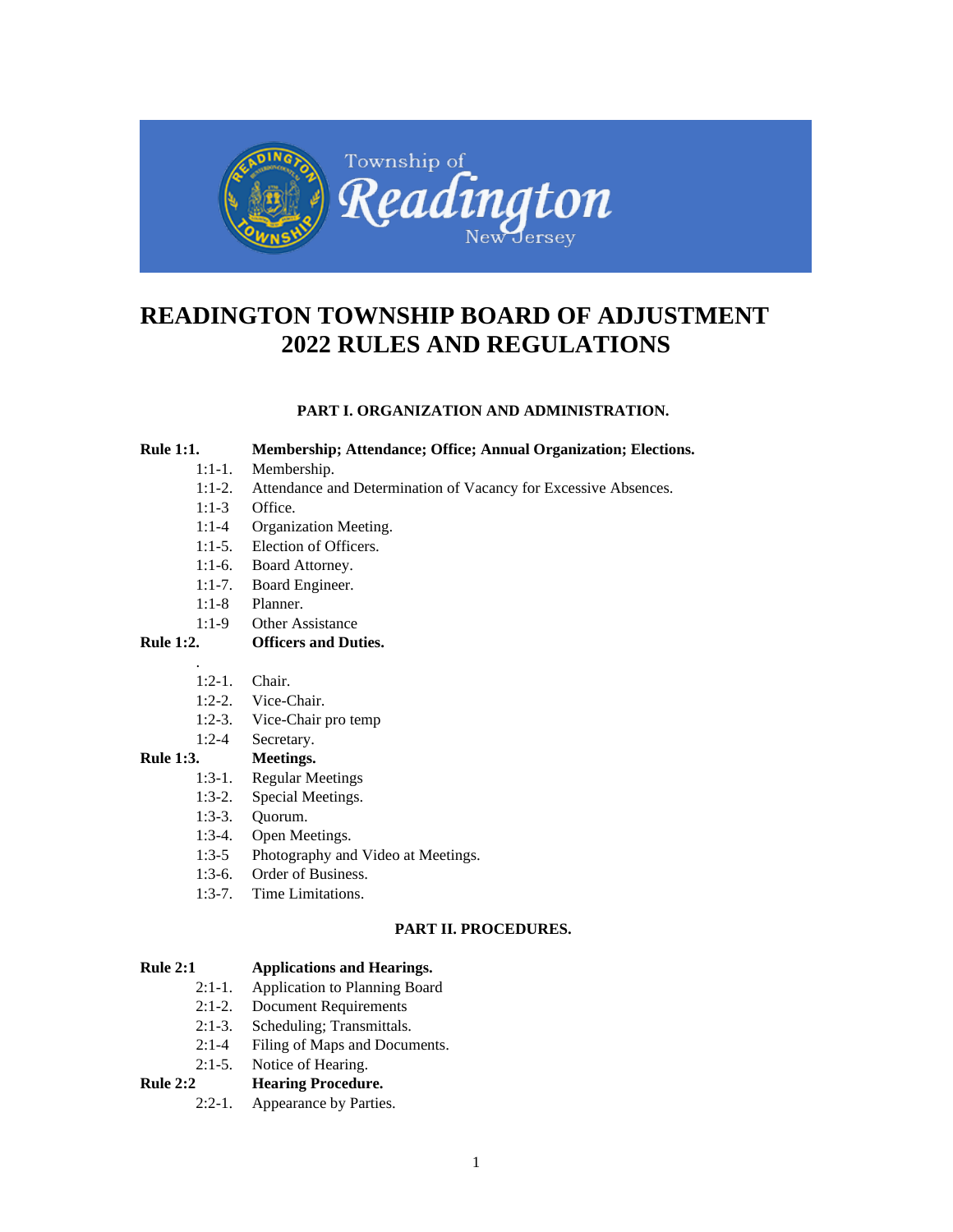# READINGTON TOWNSHIP BOARD OF ADJUSTMENT 2022 RULES AND REGULATIONS

## PART I. ORGANIZATION AND ADMINISTRATION.

**Rule 1:1. Membership; Attendance; Office; Annual Organization; Elections.**

- 1:1-1. Membership.
- 1:1-2. Attendance and Determination of Vacancy for Excessive Absences.
- 1:1-3 Office.
- 1:1-4 Organization Meeting.
- 1:1-5. Election of Officers.
- 1:1-6. Board Attorney.
- 1:1-7. Board Engineer.
- 1:1-8 Planner.
- 1:1-9 Other Assistance

**Rule 1:2. Officers and Duties.**

- 1:2-1. Chair.
- 1:2-2. Vice-Chair.
- 1:2-3. Vice-Chair pro temp
- 1:2-4 Secretary.

**Rule 1:3. Meetings.**

- 1:3-1. Regular Meetings
- 1:3-2. Special Meetings.
- 1:3-3. Quorum.
- 1:3-4. Open Meetings.
- 1:3-5 Photography and Video at Meetings.
- 1:3-6. Order of Business.
- 1:3-7. Time Limitations.

## PART II. PROCEDURES.

**Rule 2:1 Applications and Hearings.**

- 2:1-1. Application to Planning Board
- 2:1-2. Document Requirements
- 2:1-3. Scheduling; Transmittals.
- 2:1-4 Filing of Maps and Documents.
- 2:1-5. Notice of Hearing.

**Rule 2:2 Hearing Procedure.**

- 2:2-1. Appearance by Parties.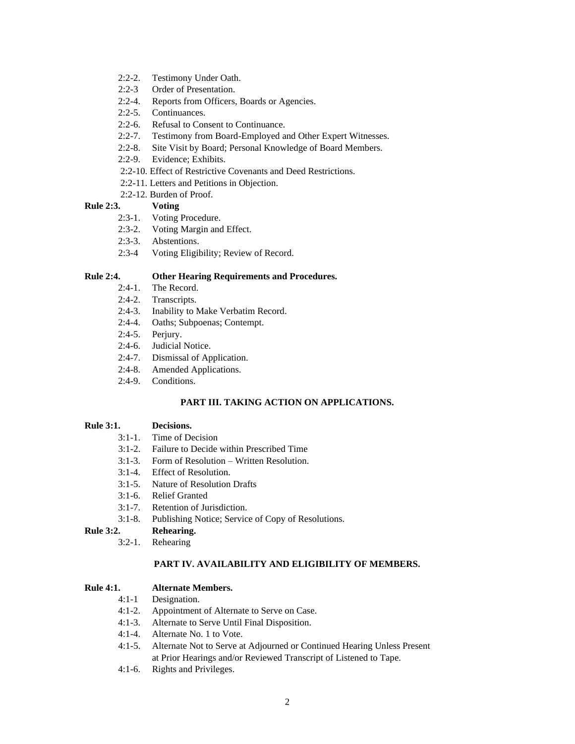- 2:2-2. Testimony Under Oath.
- 2:2-3 Order of Presentation.
- 2:2-4. Reports from Officers, Boards or Agencies.
- 2:2-5. Continuances.
- 2:2-6. Refusal to Consent to Continuance.
- 2:2-7. Testimony from Board-Employed and Other Expert Witnesses.
- 2:2-8. Site Visit by Board; Personal Knowledge of Board Members.
- 2:2-9. Evidence; Exhibits.
- 2:2-10. Effect of Restrictive Covenants and Deed Restrictions.
- 2:2-11. Letters and Petitions in Objection.
- 2:2-12. Burden of Proof.

**Rule 2:3. Voting**

- 2:3-1. Voting Procedure.
- 2:3-2. Voting Margin and Effect.
- 2:3-3. Abstentions.
- 2:3-4 Voting Eligibility; Review of Record.

**Rule 2:4. Other Hearing Requirements and Procedures.**

- 2:4-1. The Record.
- 2:4-2. Transcripts.
- 2:4-3. Inability to Make Verbatim Record.
- 2:4-4. Oaths; Subpoenas; Contempt.
- 2:4-5. Perjury.
- 2:4-6. Judicial Notice.
- 2:4-7. Dismissal of Application.
- 2:4-8. Amended Applications.
- 2:4-9. Conditions.

## PART III. TAKING ACTION ON APPLICATIONS.

**Rule 3:1. Decisions.**

- 3:1-1. Time of Decision
- 3:1-2. Failure to Decide within Prescribed Time
- 3:1-3. Form of Resolution – Written Resolution.
- 3:1-4. Effect of Resolution.
- 3:1-5. Nature of Resolution Drafts
- 3:1-6. Relief Granted
- 3:1-7. Retention of Jurisdiction.
- 3:1-8. Publishing Notice; Service of Copy of Resolutions.

**Rule 3:2. Rehearing.**

- 3:2-1. Rehearing

## PART IV. AVAILABILITY AND ELIGIBILITY OF MEMBERS.

**Rule 4:1. Alternate Members.**

- 4:1-1 Designation.
- 4:1-2. Appointment of Alternate to Serve on Case.
- 4:1-3. Alternate to Serve Until Final Disposition.
- 4:1-4. Alternate No. 1 to Vote.
- 4:1-5. Alternate Not to Serve at Adjourned or Continued Hearing Unless Present at Prior Hearings and/or Reviewed Transcript of Listened to Tape.
- 4:1-6. Rights and Privileges.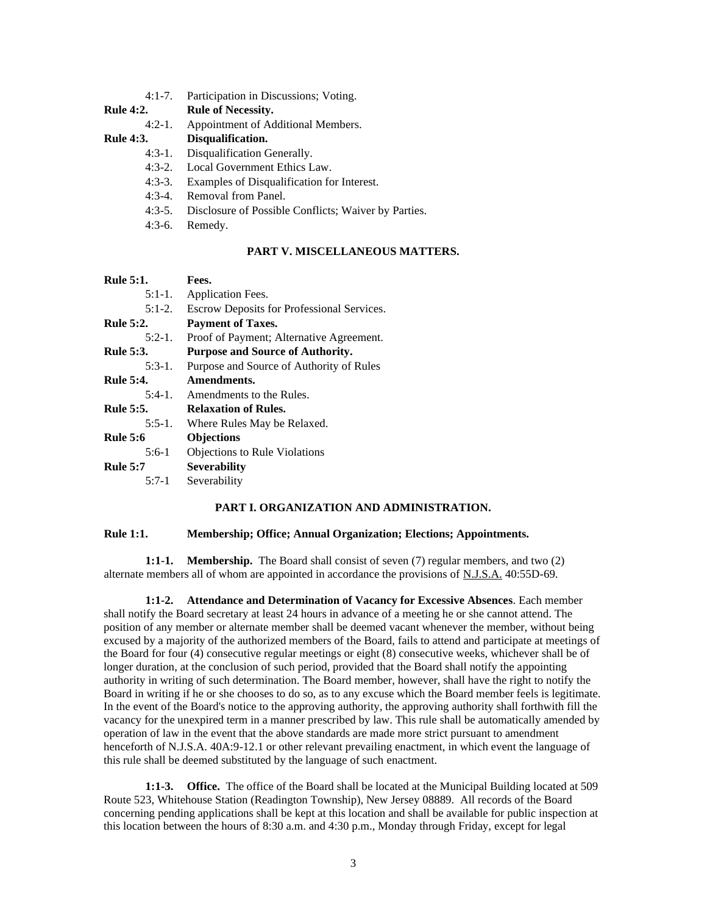4:1-7. Participation in Discussions; Voting.

**Rule 4:2. Rule of Necessity.**

4:2-1. Appointment of Additional Members.

**Rule 4:3. Disqualification.**

4:3-1. Disqualification Generally.

4:3-2. Local Government Ethics Law.

4:3-3. Examples of Disqualification for Interest.

4:3-4. Removal from Panel.

4:3-5. Disclosure of Possible Conflicts; Waiver by Parties.

4:3-6. Remedy.

## PART V. MISCELLANEOUS MATTERS.

**Rule 5:1. Fees.**

5:1-1. Application Fees.

5:1-2. Escrow Deposits for Professional Services.

**Rule 5:2. Payment of Taxes.**

5:2-1. Proof of Payment; Alternative Agreement.

**Rule 5:3. Purpose and Source of Authority.**

5:3-1. Purpose and Source of Authority of Rules

**Rule 5:4. Amendments.**

5:4-1. Amendments to the Rules.

**Rule 5:5. Relaxation of Rules.**

5:5-1. Where Rules May be Relaxed.

**Rule 5:6 Objections**

5:6-1 Objections to Rule Violations

**Rule 5:7 Severability**

5:7-1 Severability

## PART I. ORGANIZATION AND ADMINISTRATION.

### Rule 1:1. Membership; Office; Annual Organization; Elections; Appointments.

**1:1-1. Membership.** The Board shall consist of seven (7) regular members, and two (2) alternate members all of whom are appointed in accordance the provisions of N.J.S.A. 40:55D-69.

**1:1-2. Attendance and Determination of Vacancy for Excessive Absences**. Each member shall notify the Board secretary at least 24 hours in advance of a meeting he or she cannot attend. The position of any member or alternate member shall be deemed vacant whenever the member, without being excused by a majority of the authorized members of the Board, fails to attend and participate at meetings of the Board for four (4) consecutive regular meetings or eight (8) consecutive weeks, whichever shall be of longer duration, at the conclusion of such period, provided that the Board shall notify the appointing authority in writing of such determination. The Board member, however, shall have the right to notify the Board in writing if he or she chooses to do so, as to any excuse which the Board member feels is legitimate. In the event of the Board's notice to the approving authority, the approving authority shall forthwith fill the vacancy for the unexpired term in a manner prescribed by law. This rule shall be automatically amended by operation of law in the event that the above standards are made more strict pursuant to amendment henceforth of N.J.S.A. 40A:9-12.1 or other relevant prevailing enactment, in which event the language of this rule shall be deemed substituted by the language of such enactment.

**1:1-3. Office.** The office of the Board shall be located at the Municipal Building located at 509 Route 523, Whitehouse Station (Readington Township), New Jersey 08889. All records of the Board concerning pending applications shall be kept at this location and shall be available for public inspection at this location between the hours of 8:30 a.m. and 4:30 p.m., Monday through Friday, except for legal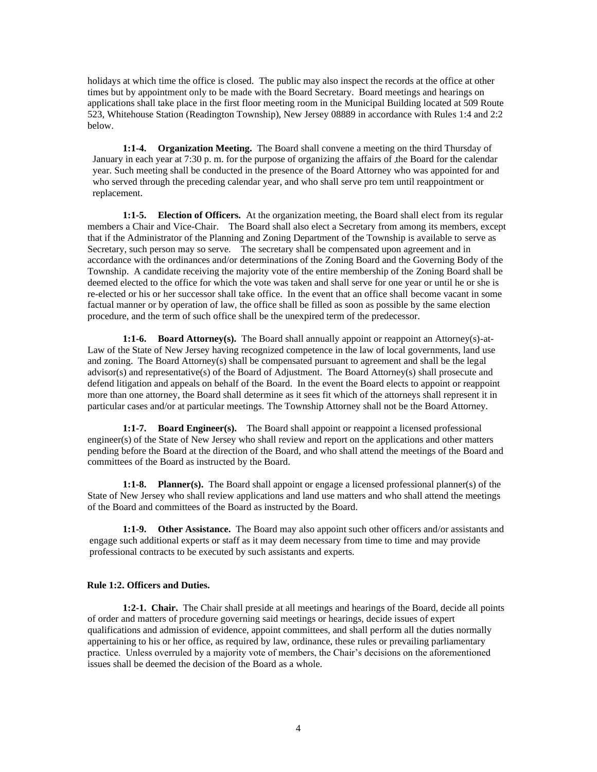holidays at which time the office is closed. The public may also inspect the records at the office at other times but by appointment only to be made with the Board Secretary. Board meetings and hearings on applications shall take place in the first floor meeting room in the Municipal Building located at 509 Route 523, Whitehouse Station (Readington Township), New Jersey 08889 in accordance with Rules 1:4 and 2:2 below.

**1:1-4. Organization Meeting.** The Board shall convene a meeting on the third Thursday of January in each year at 7:30 p. m. for the purpose of organizing the affairs of the Board for the calendar year. Such meeting shall be conducted in the presence of the Board Attorney who was appointed for and who served through the preceding calendar year, and who shall serve pro tem until reappointment or replacement.

**1:1-5. Election of Officers.** At the organization meeting, the Board shall elect from its regular members a Chair and Vice-Chair. The Board shall also elect a Secretary from among its members, except that if the Administrator of the Planning and Zoning Department of the Township is available to serve as Secretary, such person may so serve. The secretary shall be compensated upon agreement and in accordance with the ordinances and/or determinations of the Zoning Board and the Governing Body of the Township. A candidate receiving the majority vote of the entire membership of the Zoning Board shall be deemed elected to the office for which the vote was taken and shall serve for one year or until he or she is re-elected or his or her successor shall take office. In the event that an office shall become vacant in some factual manner or by operation of law, the office shall be filled as soon as possible by the same election procedure, and the term of such office shall be the unexpired term of the predecessor.

**1:1-6. Board Attorney(s).** The Board shall annually appoint or reappoint an Attorney(s)-at-Law of the State of New Jersey having recognized competence in the law of local governments, land use and zoning. The Board Attorney(s) shall be compensated pursuant to agreement and shall be the legal advisor(s) and representative(s) of the Board of Adjustment. The Board Attorney(s) shall prosecute and defend litigation and appeals on behalf of the Board. In the event the Board elects to appoint or reappoint more than one attorney, the Board shall determine as it sees fit which of the attorneys shall represent it in particular cases and/or at particular meetings. The Township Attorney shall not be the Board Attorney.

**1:1-7. Board Engineer(s).** The Board shall appoint or reappoint a licensed professional engineer(s) of the State of New Jersey who shall review and report on the applications and other matters pending before the Board at the direction of the Board, and who shall attend the meetings of the Board and committees of the Board as instructed by the Board.

**1:1-8. Planner(s).** The Board shall appoint or engage a licensed professional planner(s) of the State of New Jersey who shall review applications and land use matters and who shall attend the meetings of the Board and committees of the Board as instructed by the Board.

**1:1-9. Other Assistance.** The Board may also appoint such other officers and/or assistants and engage such additional experts or staff as it may deem necessary from time to time and may provide professional contracts to be executed by such assistants and experts.

### Rule 1:2. Officers and Duties.

**1:2-1. Chair.** The Chair shall preside at all meetings and hearings of the Board, decide all points of order and matters of procedure governing said meetings or hearings, decide issues of expert qualifications and admission of evidence, appoint committees, and shall perform all the duties normally appertaining to his or her office, as required by law, ordinance, these rules or prevailing parliamentary practice. Unless overruled by a majority vote of members, the Chair's decisions on the aforementioned issues shall be deemed the decision of the Board as a whole.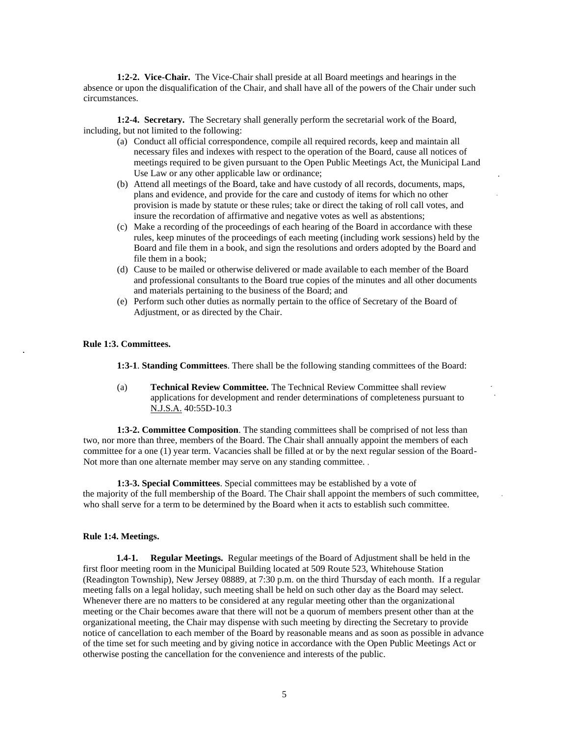**1:2-2. Vice-Chair.** The Vice-Chair shall preside at all Board meetings and hearings in the absence or upon the disqualification of the Chair, and shall have all of the powers of the Chair under such circumstances.

**1:2-4. Secretary.** The Secretary shall generally perform the secretarial work of the Board, including, but not limited to the following:

(a) Conduct all official correspondence, compile all required records, keep and maintain all necessary files and indexes with respect to the operation of the Board, cause all notices of meetings required to be given pursuant to the Open Public Meetings Act, the Municipal Land Use Law or any other applicable law or ordinance;

(b) Attend all meetings of the Board, take and have custody of all records, documents, maps, plans and evidence, and provide for the care and custody of items for which no other provision is made by statute or these rules; take or direct the taking of roll call votes, and insure the recordation of affirmative and negative votes as well as abstentions;

(c) Make a recording of the proceedings of each hearing of the Board in accordance with these rules, keep minutes of the proceedings of each meeting (including work sessions) held by the Board and file them in a book, and sign the resolutions and orders adopted by the Board and file them in a book;

(d) Cause to be mailed or otherwise delivered or made available to each member of the Board and professional consultants to the Board true copies of the minutes and all other documents and materials pertaining to the business of the Board; and

(e) Perform such other duties as normally pertain to the office of Secretary of the Board of Adjustment, or as directed by the Chair.

**Rule 1:3. Committees.**

**1:3-1**. **Standing Committees**. There shall be the following standing committees of the Board:

(a) **Technical Review Committee.** The Technical Review Committee shall review applications for development and render determinations of completeness pursuant to N.J.S.A. 40:55D-10.3

**1:3-2. Committee Composition**. The standing committees shall be comprised of not less than two, nor more than three, members of the Board. The Chair shall annually appoint the members of each committee for a one (1) year term. Vacancies shall be filled at or by the next regular session of the Board-Not more than one alternate member may serve on any standing committee.

**1:3-3. Special Committees**. Special committees may be established by a vote of the majority of the full membership of the Board. The Chair shall appoint the members of such committee, who shall serve for a term to be determined by the Board when it acts to establish such committee.

**Rule 1:4. Meetings.**

**1.4-1. Regular Meetings.** Regular meetings of the Board of Adjustment shall be held in the first floor meeting room in the Municipal Building located at 509 Route 523, Whitehouse Station (Readington Township), New Jersey 08889, at 7:30 p.m. on the third Thursday of each month. If a regular meeting falls on a legal holiday, such meeting shall be held on such other day as the Board may select. Whenever there are no matters to be considered at any regular meeting other than the organizational meeting or the Chair becomes aware that there will not be a quorum of members present other than at the organizational meeting, the Chair may dispense with such meeting by directing the Secretary to provide notice of cancellation to each member of the Board by reasonable means and as soon as possible in advance of the time set for such meeting and by giving notice in accordance with the Open Public Meetings Act or otherwise posting the cancellation for the convenience and interests of the public.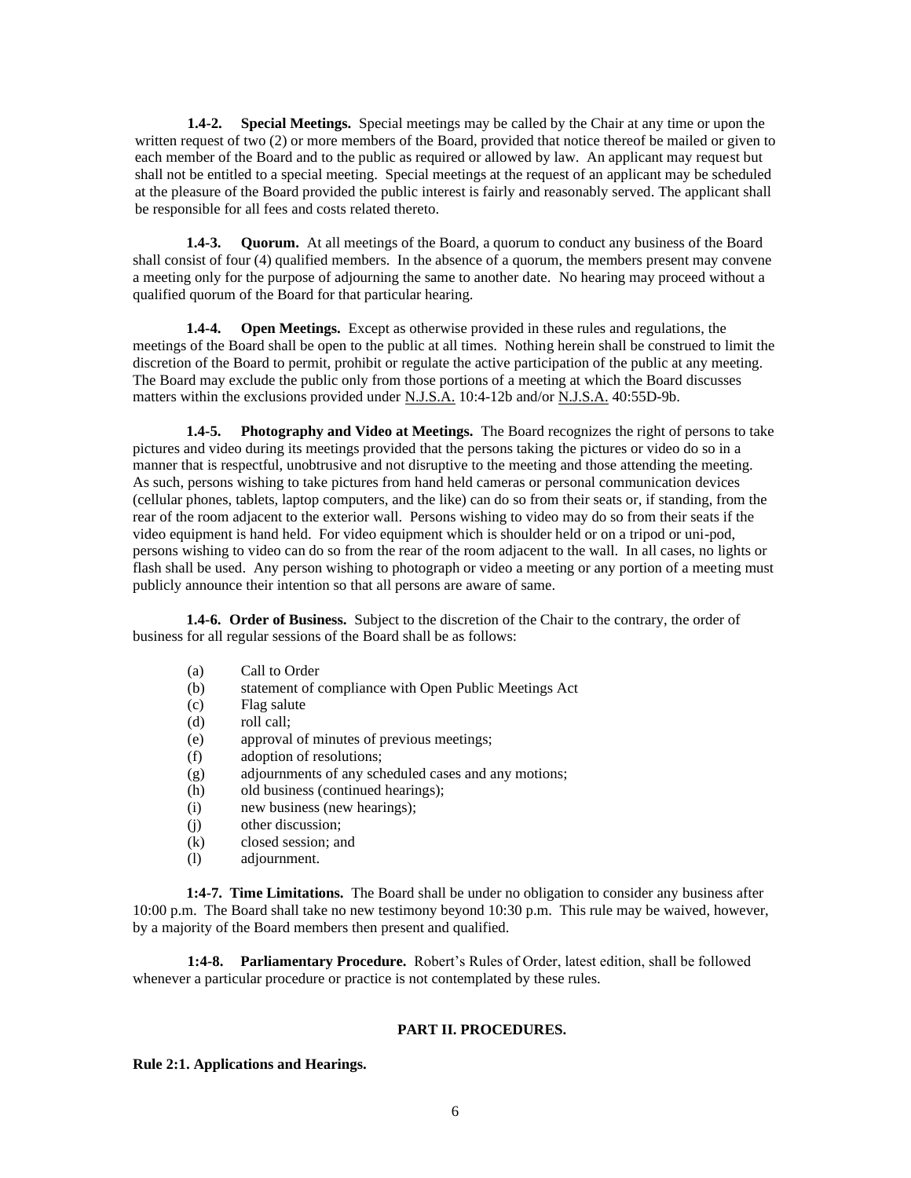**1.4-2. Special Meetings.** Special meetings may be called by the Chair at any time or upon the written request of two (2) or more members of the Board, provided that notice thereof be mailed or given to each member of the Board and to the public as required or allowed by law. An applicant may request but shall not be entitled to a special meeting. Special meetings at the request of an applicant may be scheduled at the pleasure of the Board provided the public interest is fairly and reasonably served. The applicant shall be responsible for all fees and costs related thereto.

**1.4-3. Quorum.** At all meetings of the Board, a quorum to conduct any business of the Board shall consist of four (4) qualified members. In the absence of a quorum, the members present may convene a meeting only for the purpose of adjourning the same to another date. No hearing may proceed without a qualified quorum of the Board for that particular hearing.

**1.4-4. Open Meetings.** Except as otherwise provided in these rules and regulations, the meetings of the Board shall be open to the public at all times. Nothing herein shall be construed to limit the discretion of the Board to permit, prohibit or regulate the active participation of the public at any meeting. The Board may exclude the public only from those portions of a meeting at which the Board discusses matters within the exclusions provided under N.J.S.A. 10:4-12b and/or N.J.S.A. 40:55D-9b.

**1.4-5. Photography and Video at Meetings.** The Board recognizes the right of persons to take pictures and video during its meetings provided that the persons taking the pictures or video do so in a manner that is respectful, unobtrusive and not disruptive to the meeting and those attending the meeting. As such, persons wishing to take pictures from hand held cameras or personal communication devices (cellular phones, tablets, laptop computers, and the like) can do so from their seats or, if standing, from the rear of the room adjacent to the exterior wall. Persons wishing to video may do so from their seats if the video equipment is hand held. For video equipment which is shoulder held or on a tripod or uni-pod, persons wishing to video can do so from the rear of the room adjacent to the wall. In all cases, no lights or flash shall be used. Any person wishing to photograph or video a meeting or any portion of a meeting must publicly announce their intention so that all persons are aware of same.

**1.4-6. Order of Business.** Subject to the discretion of the Chair to the contrary, the order of business for all regular sessions of the Board shall be as follows:

(a) Call to Order
(b) statement of compliance with Open Public Meetings Act
(c) Flag salute
(d) roll call;
(e) approval of minutes of previous meetings;
(f) adoption of resolutions;
(g) adjournments of any scheduled cases and any motions;
(h) old business (continued hearings);
(i) new business (new hearings);
(j) other discussion;
(k) closed session; and
(l) adjournment.

**1:4-7. Time Limitations.** The Board shall be under no obligation to consider any business after 10:00 p.m. The Board shall take no new testimony beyond 10:30 p.m. This rule may be waived, however, by a majority of the Board members then present and qualified.

**1:4-8. Parliamentary Procedure.** Robert's Rules of Order, latest edition, shall be followed whenever a particular procedure or practice is not contemplated by these rules.

## PART II. PROCEDURES.

**Rule 2:1. Applications and Hearings.**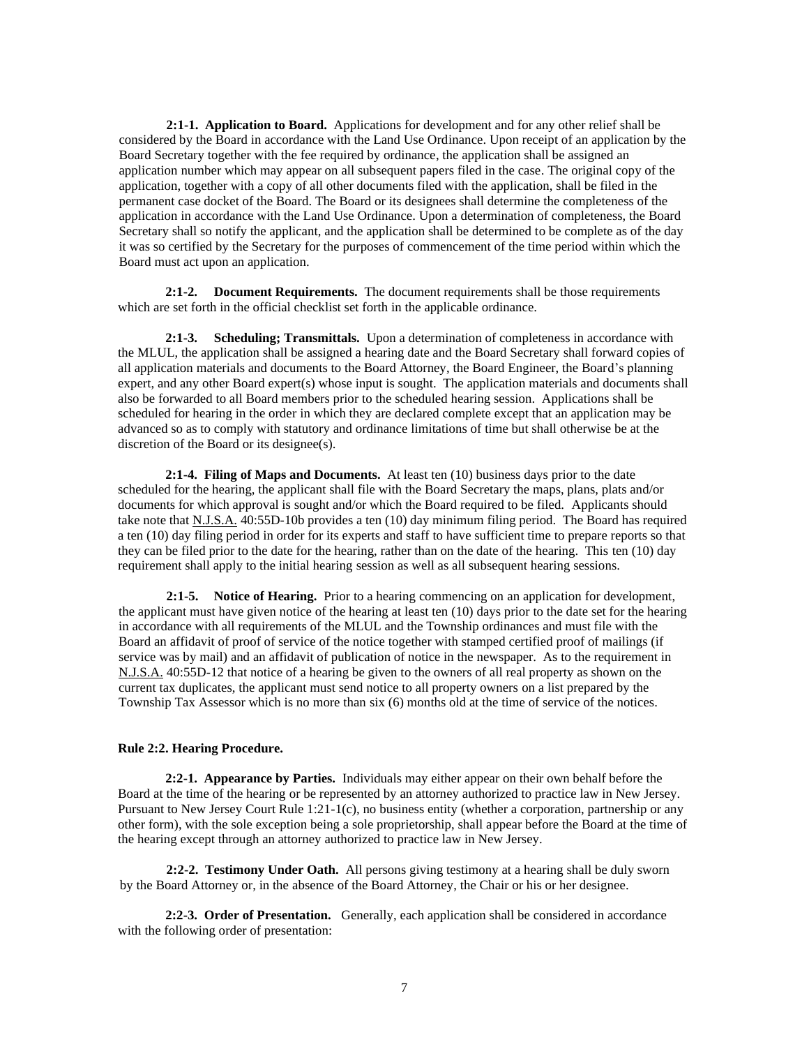**2:1-1. Application to Board.** Applications for development and for any other relief shall be considered by the Board in accordance with the Land Use Ordinance. Upon receipt of an application by the Board Secretary together with the fee required by ordinance, the application shall be assigned an application number which may appear on all subsequent papers filed in the case. The original copy of the application, together with a copy of all other documents filed with the application, shall be filed in the permanent case docket of the Board. The Board or its designees shall determine the completeness of the application in accordance with the Land Use Ordinance. Upon a determination of completeness, the Board Secretary shall so notify the applicant, and the application shall be determined to be complete as of the day it was so certified by the Secretary for the purposes of commencement of the time period within which the Board must act upon an application.

**2:1-2. Document Requirements.** The document requirements shall be those requirements which are set forth in the official checklist set forth in the applicable ordinance.

**2:1-3. Scheduling; Transmittals.** Upon a determination of completeness in accordance with the MLUL, the application shall be assigned a hearing date and the Board Secretary shall forward copies of all application materials and documents to the Board Attorney, the Board Engineer, the Board's planning expert, and any other Board expert(s) whose input is sought. The application materials and documents shall also be forwarded to all Board members prior to the scheduled hearing session. Applications shall be scheduled for hearing in the order in which they are declared complete except that an application may be advanced so as to comply with statutory and ordinance limitations of time but shall otherwise be at the discretion of the Board or its designee(s).

**2:1-4. Filing of Maps and Documents.** At least ten (10) business days prior to the date scheduled for the hearing, the applicant shall file with the Board Secretary the maps, plans, plats and/or documents for which approval is sought and/or which the Board required to be filed. Applicants should take note that N.J.S.A. 40:55D-10b provides a ten (10) day minimum filing period. The Board has required a ten (10) day filing period in order for its experts and staff to have sufficient time to prepare reports so that they can be filed prior to the date for the hearing, rather than on the date of the hearing. This ten (10) day requirement shall apply to the initial hearing session as well as all subsequent hearing sessions.

**2:1-5. Notice of Hearing.** Prior to a hearing commencing on an application for development, the applicant must have given notice of the hearing at least ten (10) days prior to the date set for the hearing in accordance with all requirements of the MLUL and the Township ordinances and must file with the Board an affidavit of proof of service of the notice together with stamped certified proof of mailings (if service was by mail) and an affidavit of publication of notice in the newspaper. As to the requirement in N.J.S.A. 40:55D-12 that notice of a hearing be given to the owners of all real property as shown on the current tax duplicates, the applicant must send notice to all property owners on a list prepared by the Township Tax Assessor which is no more than six (6) months old at the time of service of the notices.

**Rule 2:2. Hearing Procedure.**

**2:2-1. Appearance by Parties.** Individuals may either appear on their own behalf before the Board at the time of the hearing or be represented by an attorney authorized to practice law in New Jersey. Pursuant to New Jersey Court Rule 1:21-1(c), no business entity (whether a corporation, partnership or any other form), with the sole exception being a sole proprietorship, shall appear before the Board at the time of the hearing except through an attorney authorized to practice law in New Jersey.

**2:2-2. Testimony Under Oath.** All persons giving testimony at a hearing shall be duly sworn by the Board Attorney or, in the absence of the Board Attorney, the Chair or his or her designee.

**2:2-3. Order of Presentation.** Generally, each application shall be considered in accordance with the following order of presentation: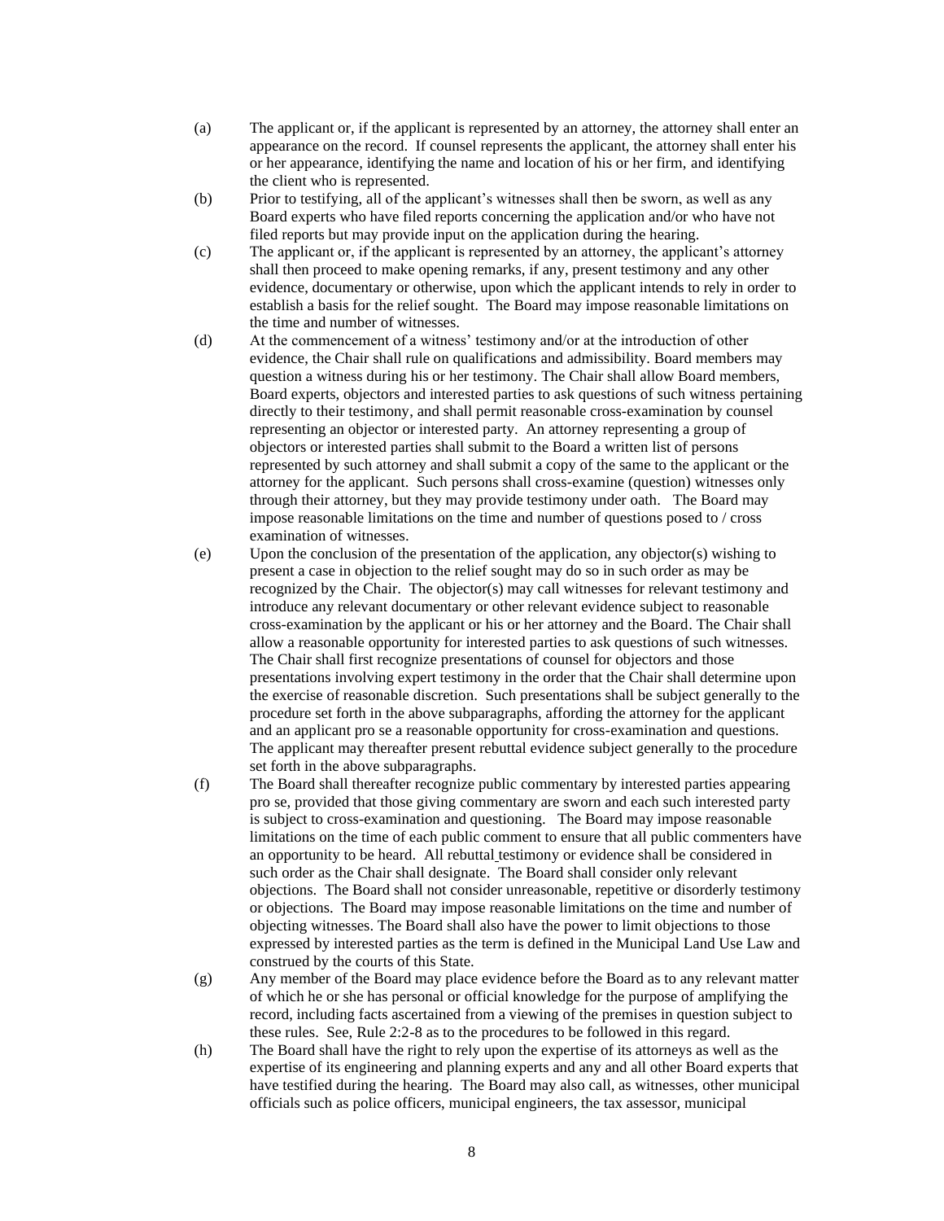(a) The applicant or, if the applicant is represented by an attorney, the attorney shall enter an appearance on the record. If counsel represents the applicant, the attorney shall enter his or her appearance, identifying the name and location of his or her firm, and identifying the client who is represented.

(b) Prior to testifying, all of the applicant's witnesses shall then be sworn, as well as any Board experts who have filed reports concerning the application and/or who have not filed reports but may provide input on the application during the hearing.

(c) The applicant or, if the applicant is represented by an attorney, the applicant's attorney shall then proceed to make opening remarks, if any, present testimony and any other evidence, documentary or otherwise, upon which the applicant intends to rely in order to establish a basis for the relief sought. The Board may impose reasonable limitations on the time and number of witnesses.

(d) At the commencement of a witness' testimony and/or at the introduction of other evidence, the Chair shall rule on qualifications and admissibility. Board members may question a witness during his or her testimony. The Chair shall allow Board members, Board experts, objectors and interested parties to ask questions of such witness pertaining directly to their testimony, and shall permit reasonable cross-examination by counsel representing an objector or interested party. An attorney representing a group of objectors or interested parties shall submit to the Board a written list of persons represented by such attorney and shall submit a copy of the same to the applicant or the attorney for the applicant. Such persons shall cross-examine (question) witnesses only through their attorney, but they may provide testimony under oath. The Board may impose reasonable limitations on the time and number of questions posed to / cross examination of witnesses.

(e) Upon the conclusion of the presentation of the application, any objector(s) wishing to present a case in objection to the relief sought may do so in such order as may be recognized by the Chair. The objector(s) may call witnesses for relevant testimony and introduce any relevant documentary or other relevant evidence subject to reasonable cross-examination by the applicant or his or her attorney and the Board. The Chair shall allow a reasonable opportunity for interested parties to ask questions of such witnesses. The Chair shall first recognize presentations of counsel for objectors and those presentations involving expert testimony in the order that the Chair shall determine upon the exercise of reasonable discretion. Such presentations shall be subject generally to the procedure set forth in the above subparagraphs, affording the attorney for the applicant and an applicant pro se a reasonable opportunity for cross-examination and questions. The applicant may thereafter present rebuttal evidence subject generally to the procedure set forth in the above subparagraphs.

(f) The Board shall thereafter recognize public commentary by interested parties appearing pro se, provided that those giving commentary are sworn and each such interested party is subject to cross-examination and questioning. The Board may impose reasonable limitations on the time of each public comment to ensure that all public commenters have an opportunity to be heard. All rebuttal testimony or evidence shall be considered in such order as the Chair shall designate. The Board shall consider only relevant objections. The Board shall not consider unreasonable, repetitive or disorderly testimony or objections. The Board may impose reasonable limitations on the time and number of objecting witnesses. The Board shall also have the power to limit objections to those expressed by interested parties as the term is defined in the Municipal Land Use Law and construed by the courts of this State.

(g) Any member of the Board may place evidence before the Board as to any relevant matter of which he or she has personal or official knowledge for the purpose of amplifying the record, including facts ascertained from a viewing of the premises in question subject to these rules. See, Rule 2:2-8 as to the procedures to be followed in this regard.

(h) The Board shall have the right to rely upon the expertise of its attorneys as well as the expertise of its engineering and planning experts and any and all other Board experts that have testified during the hearing. The Board may also call, as witnesses, other municipal officials such as police officers, municipal engineers, the tax assessor, municipal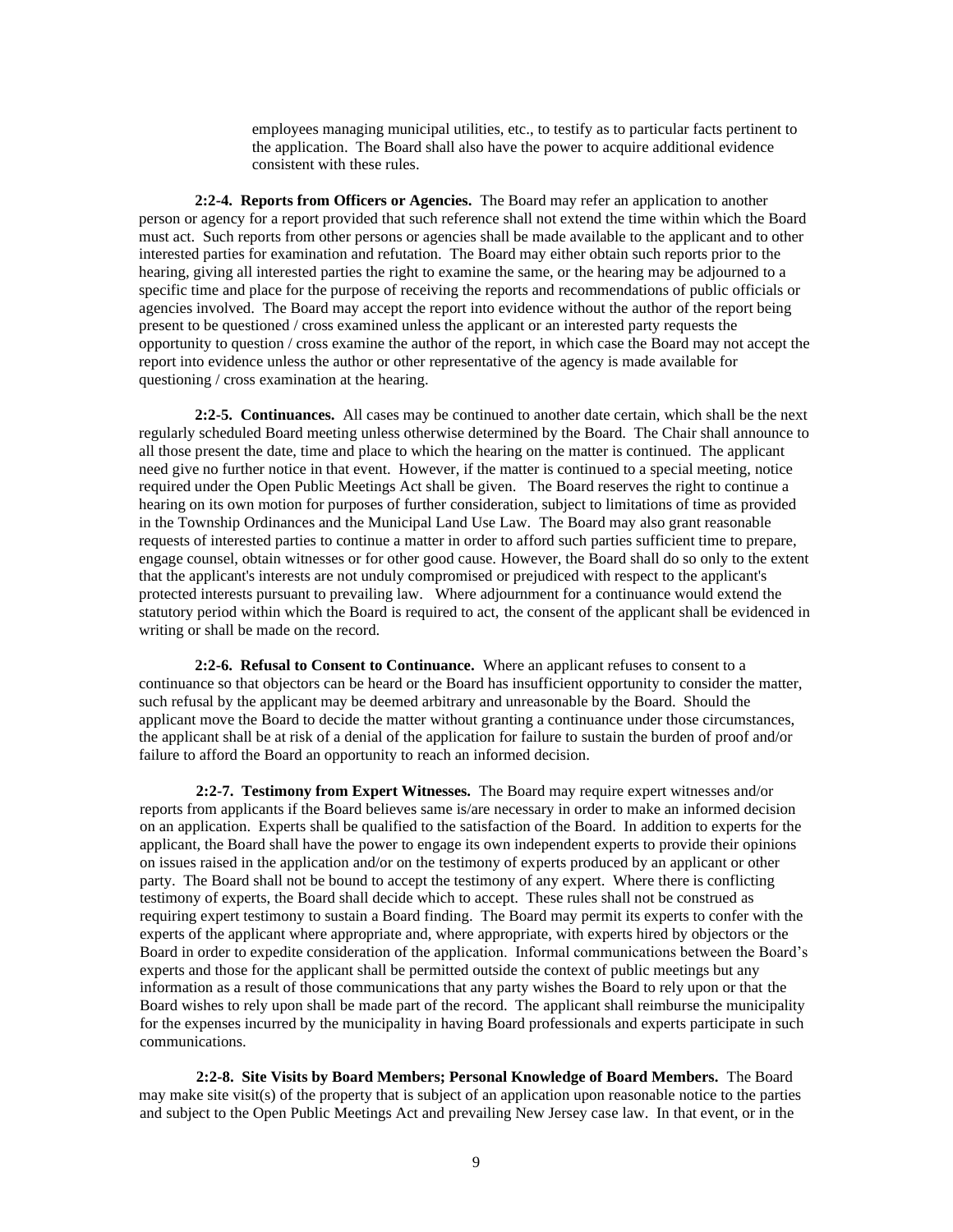employees managing municipal utilities, etc., to testify as to particular facts pertinent to the application. The Board shall also have the power to acquire additional evidence consistent with these rules.

**2:2-4. Reports from Officers or Agencies.** The Board may refer an application to another person or agency for a report provided that such reference shall not extend the time within which the Board must act. Such reports from other persons or agencies shall be made available to the applicant and to other interested parties for examination and refutation. The Board may either obtain such reports prior to the hearing, giving all interested parties the right to examine the same, or the hearing may be adjourned to a specific time and place for the purpose of receiving the reports and recommendations of public officials or agencies involved. The Board may accept the report into evidence without the author of the report being present to be questioned / cross examined unless the applicant or an interested party requests the opportunity to question / cross examine the author of the report, in which case the Board may not accept the report into evidence unless the author or other representative of the agency is made available for questioning / cross examination at the hearing.

**2:2-5. Continuances.** All cases may be continued to another date certain, which shall be the next regularly scheduled Board meeting unless otherwise determined by the Board. The Chair shall announce to all those present the date, time and place to which the hearing on the matter is continued. The applicant need give no further notice in that event. However, if the matter is continued to a special meeting, notice required under the Open Public Meetings Act shall be given. The Board reserves the right to continue a hearing on its own motion for purposes of further consideration, subject to limitations of time as provided in the Township Ordinances and the Municipal Land Use Law. The Board may also grant reasonable requests of interested parties to continue a matter in order to afford such parties sufficient time to prepare, engage counsel, obtain witnesses or for other good cause. However, the Board shall do so only to the extent that the applicant's interests are not unduly compromised or prejudiced with respect to the applicant's protected interests pursuant to prevailing law. Where adjournment for a continuance would extend the statutory period within which the Board is required to act, the consent of the applicant shall be evidenced in writing or shall be made on the record.

**2:2-6. Refusal to Consent to Continuance.** Where an applicant refuses to consent to a continuance so that objectors can be heard or the Board has insufficient opportunity to consider the matter, such refusal by the applicant may be deemed arbitrary and unreasonable by the Board. Should the applicant move the Board to decide the matter without granting a continuance under those circumstances, the applicant shall be at risk of a denial of the application for failure to sustain the burden of proof and/or failure to afford the Board an opportunity to reach an informed decision.

**2:2-7. Testimony from Expert Witnesses.** The Board may require expert witnesses and/or reports from applicants if the Board believes same is/are necessary in order to make an informed decision on an application. Experts shall be qualified to the satisfaction of the Board. In addition to experts for the applicant, the Board shall have the power to engage its own independent experts to provide their opinions on issues raised in the application and/or on the testimony of experts produced by an applicant or other party. The Board shall not be bound to accept the testimony of any expert. Where there is conflicting testimony of experts, the Board shall decide which to accept. These rules shall not be construed as requiring expert testimony to sustain a Board finding. The Board may permit its experts to confer with the experts of the applicant where appropriate and, where appropriate, with experts hired by objectors or the Board in order to expedite consideration of the application. Informal communications between the Board's experts and those for the applicant shall be permitted outside the context of public meetings but any information as a result of those communications that any party wishes the Board to rely upon or that the Board wishes to rely upon shall be made part of the record. The applicant shall reimburse the municipality for the expenses incurred by the municipality in having Board professionals and experts participate in such communications.

**2:2-8. Site Visits by Board Members; Personal Knowledge of Board Members.** The Board may make site visit(s) of the property that is subject of an application upon reasonable notice to the parties and subject to the Open Public Meetings Act and prevailing New Jersey case law. In that event, or in the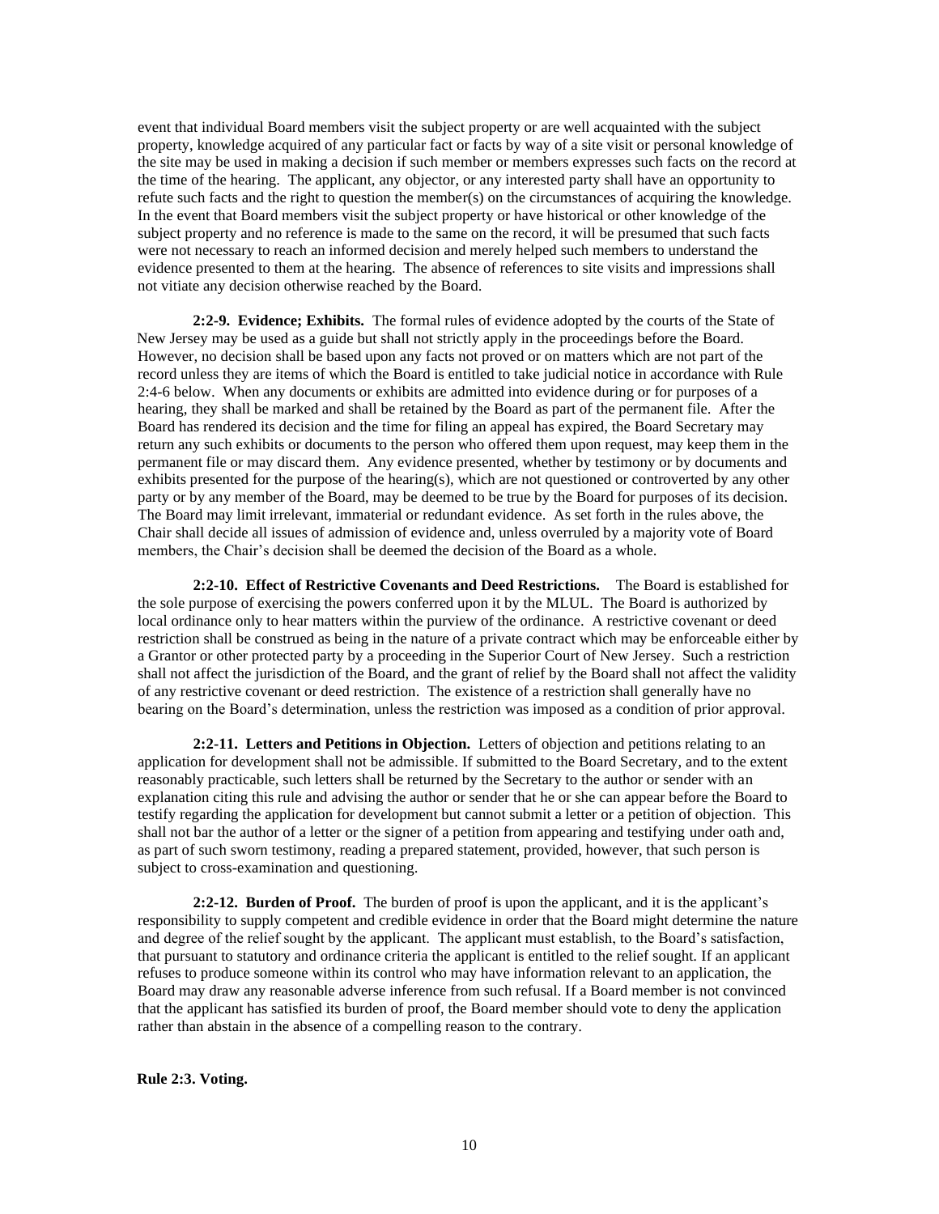event that individual Board members visit the subject property or are well acquainted with the subject property, knowledge acquired of any particular fact or facts by way of a site visit or personal knowledge of the site may be used in making a decision if such member or members expresses such facts on the record at the time of the hearing. The applicant, any objector, or any interested party shall have an opportunity to refute such facts and the right to question the member(s) on the circumstances of acquiring the knowledge. In the event that Board members visit the subject property or have historical or other knowledge of the subject property and no reference is made to the same on the record, it will be presumed that such facts were not necessary to reach an informed decision and merely helped such members to understand the evidence presented to them at the hearing. The absence of references to site visits and impressions shall not vitiate any decision otherwise reached by the Board.

**2:2-9. Evidence; Exhibits.** The formal rules of evidence adopted by the courts of the State of New Jersey may be used as a guide but shall not strictly apply in the proceedings before the Board. However, no decision shall be based upon any facts not proved or on matters which are not part of the record unless they are items of which the Board is entitled to take judicial notice in accordance with Rule 2:4-6 below. When any documents or exhibits are admitted into evidence during or for purposes of a hearing, they shall be marked and shall be retained by the Board as part of the permanent file. After the Board has rendered its decision and the time for filing an appeal has expired, the Board Secretary may return any such exhibits or documents to the person who offered them upon request, may keep them in the permanent file or may discard them. Any evidence presented, whether by testimony or by documents and exhibits presented for the purpose of the hearing(s), which are not questioned or controverted by any other party or by any member of the Board, may be deemed to be true by the Board for purposes of its decision. The Board may limit irrelevant, immaterial or redundant evidence. As set forth in the rules above, the Chair shall decide all issues of admission of evidence and, unless overruled by a majority vote of Board members, the Chair's decision shall be deemed the decision of the Board as a whole.

**2:2-10. Effect of Restrictive Covenants and Deed Restrictions.** The Board is established for the sole purpose of exercising the powers conferred upon it by the MLUL. The Board is authorized by local ordinance only to hear matters within the purview of the ordinance. A restrictive covenant or deed restriction shall be construed as being in the nature of a private contract which may be enforceable either by a Grantor or other protected party by a proceeding in the Superior Court of New Jersey. Such a restriction shall not affect the jurisdiction of the Board, and the grant of relief by the Board shall not affect the validity of any restrictive covenant or deed restriction. The existence of a restriction shall generally have no bearing on the Board's determination, unless the restriction was imposed as a condition of prior approval.

**2:2-11. Letters and Petitions in Objection.** Letters of objection and petitions relating to an application for development shall not be admissible. If submitted to the Board Secretary, and to the extent reasonably practicable, such letters shall be returned by the Secretary to the author or sender with an explanation citing this rule and advising the author or sender that he or she can appear before the Board to testify regarding the application for development but cannot submit a letter or a petition of objection. This shall not bar the author of a letter or the signer of a petition from appearing and testifying under oath and, as part of such sworn testimony, reading a prepared statement, provided, however, that such person is subject to cross-examination and questioning.

**2:2-12. Burden of Proof.** The burden of proof is upon the applicant, and it is the applicant's responsibility to supply competent and credible evidence in order that the Board might determine the nature and degree of the relief sought by the applicant. The applicant must establish, to the Board's satisfaction, that pursuant to statutory and ordinance criteria the applicant is entitled to the relief sought. If an applicant refuses to produce someone within its control who may have information relevant to an application, the Board may draw any reasonable adverse inference from such refusal. If a Board member is not convinced that the applicant has satisfied its burden of proof, the Board member should vote to deny the application rather than abstain in the absence of a compelling reason to the contrary.

**Rule 2:3. Voting.**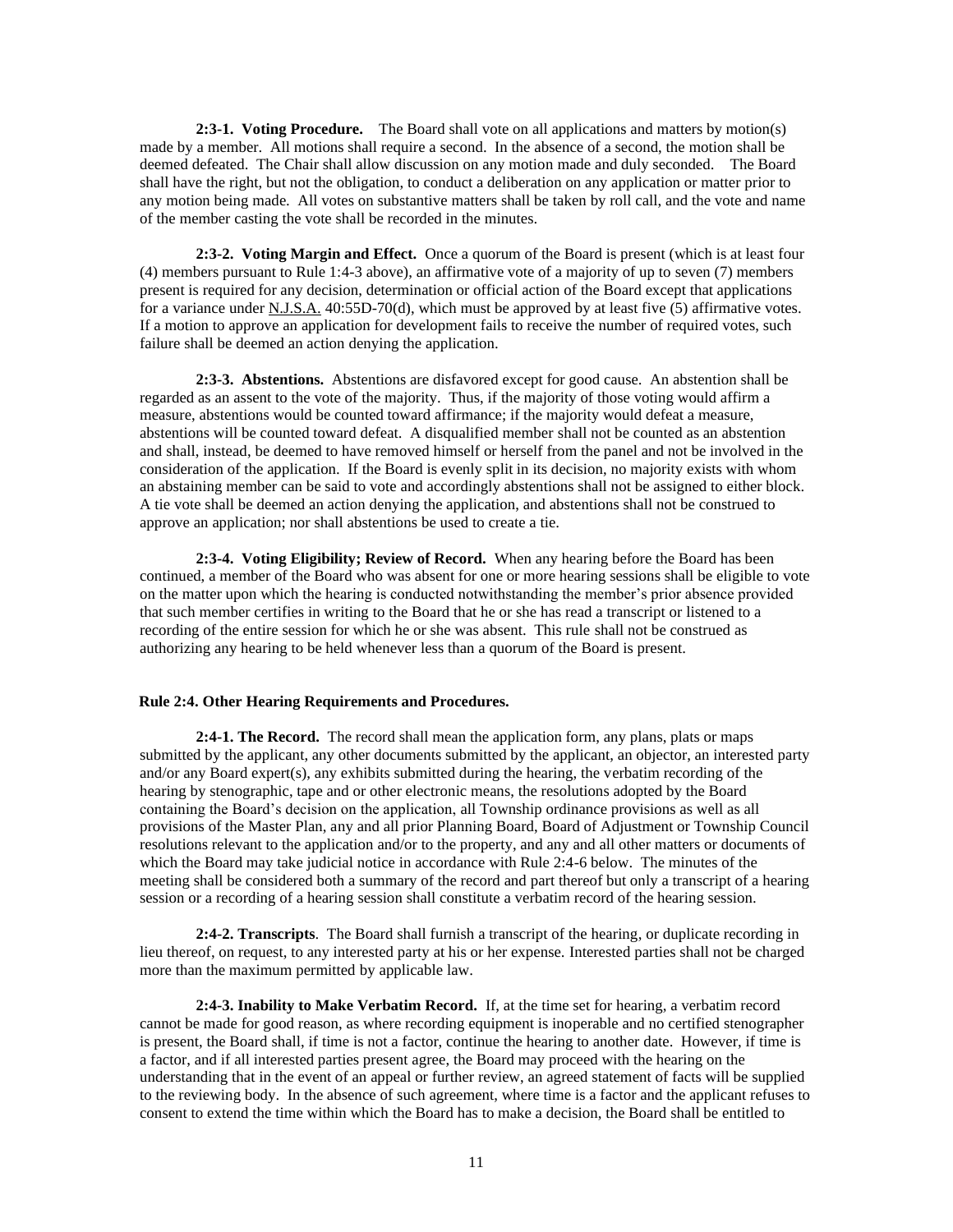**2:3-1. Voting Procedure.** The Board shall vote on all applications and matters by motion(s) made by a member. All motions shall require a second. In the absence of a second, the motion shall be deemed defeated. The Chair shall allow discussion on any motion made and duly seconded. The Board shall have the right, but not the obligation, to conduct a deliberation on any application or matter prior to any motion being made. All votes on substantive matters shall be taken by roll call, and the vote and name of the member casting the vote shall be recorded in the minutes.

**2:3-2. Voting Margin and Effect.** Once a quorum of the Board is present (which is at least four (4) members pursuant to Rule 1:4-3 above), an affirmative vote of a majority of up to seven (7) members present is required for any decision, determination or official action of the Board except that applications for a variance under N.J.S.A. 40:55D-70(d), which must be approved by at least five (5) affirmative votes. If a motion to approve an application for development fails to receive the number of required votes, such failure shall be deemed an action denying the application.

**2:3-3. Abstentions.** Abstentions are disfavored except for good cause. An abstention shall be regarded as an assent to the vote of the majority. Thus, if the majority of those voting would affirm a measure, abstentions would be counted toward affirmance; if the majority would defeat a measure, abstentions will be counted toward defeat. A disqualified member shall not be counted as an abstention and shall, instead, be deemed to have removed himself or herself from the panel and not be involved in the consideration of the application. If the Board is evenly split in its decision, no majority exists with whom an abstaining member can be said to vote and accordingly abstentions shall not be assigned to either block. A tie vote shall be deemed an action denying the application, and abstentions shall not be construed to approve an application; nor shall abstentions be used to create a tie.

**2:3-4. Voting Eligibility; Review of Record.** When any hearing before the Board has been continued, a member of the Board who was absent for one or more hearing sessions shall be eligible to vote on the matter upon which the hearing is conducted notwithstanding the member's prior absence provided that such member certifies in writing to the Board that he or she has read a transcript or listened to a recording of the entire session for which he or she was absent. This rule shall not be construed as authorizing any hearing to be held whenever less than a quorum of the Board is present.

### Rule 2:4. Other Hearing Requirements and Procedures.

**2:4-1. The Record.** The record shall mean the application form, any plans, plats or maps submitted by the applicant, any other documents submitted by the applicant, an objector, an interested party and/or any Board expert(s), any exhibits submitted during the hearing, the verbatim recording of the hearing by stenographic, tape and or other electronic means, the resolutions adopted by the Board containing the Board's decision on the application, all Township ordinance provisions as well as all provisions of the Master Plan, any and all prior Planning Board, Board of Adjustment or Township Council resolutions relevant to the application and/or to the property, and any and all other matters or documents of which the Board may take judicial notice in accordance with Rule 2:4-6 below. The minutes of the meeting shall be considered both a summary of the record and part thereof but only a transcript of a hearing session or a recording of a hearing session shall constitute a verbatim record of the hearing session.

**2:4-2. Transcripts**. The Board shall furnish a transcript of the hearing, or duplicate recording in lieu thereof, on request, to any interested party at his or her expense. Interested parties shall not be charged more than the maximum permitted by applicable law.

**2:4-3. Inability to Make Verbatim Record.** If, at the time set for hearing, a verbatim record cannot be made for good reason, as where recording equipment is inoperable and no certified stenographer is present, the Board shall, if time is not a factor, continue the hearing to another date. However, if time is a factor, and if all interested parties present agree, the Board may proceed with the hearing on the understanding that in the event of an appeal or further review, an agreed statement of facts will be supplied to the reviewing body. In the absence of such agreement, where time is a factor and the applicant refuses to consent to extend the time within which the Board has to make a decision, the Board shall be entitled to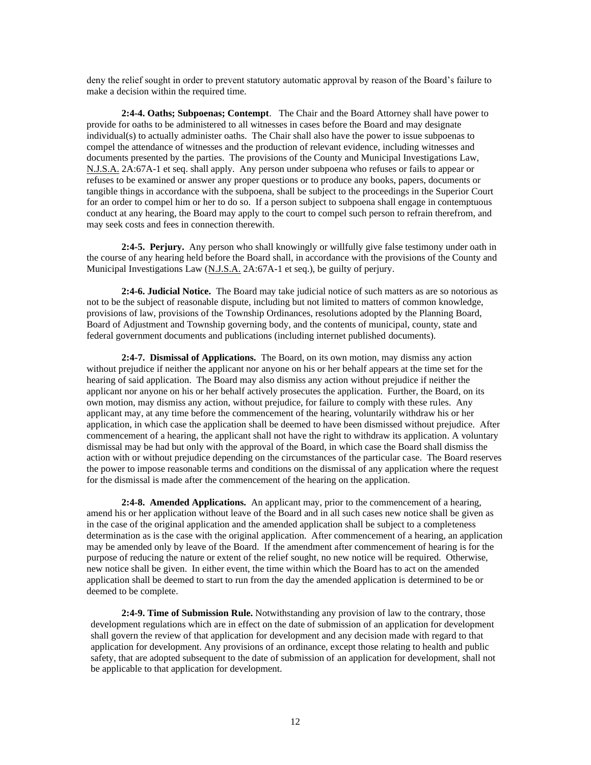deny the relief sought in order to prevent statutory automatic approval by reason of the Board's failure to make a decision within the required time.

**2:4-4. Oaths; Subpoenas; Contempt**. The Chair and the Board Attorney shall have power to provide for oaths to be administered to all witnesses in cases before the Board and may designate individual(s) to actually administer oaths. The Chair shall also have the power to issue subpoenas to compel the attendance of witnesses and the production of relevant evidence, including witnesses and documents presented by the parties. The provisions of the County and Municipal Investigations Law, N.J.S.A. 2A:67A-1 et seq. shall apply. Any person under subpoena who refuses or fails to appear or refuses to be examined or answer any proper questions or to produce any books, papers, documents or tangible things in accordance with the subpoena, shall be subject to the proceedings in the Superior Court for an order to compel him or her to do so. If a person subject to subpoena shall engage in contemptuous conduct at any hearing, the Board may apply to the court to compel such person to refrain therefrom, and may seek costs and fees in connection therewith.

**2:4-5. Perjury.** Any person who shall knowingly or willfully give false testimony under oath in the course of any hearing held before the Board shall, in accordance with the provisions of the County and Municipal Investigations Law (N.J.S.A. 2A:67A-1 et seq.), be guilty of perjury.

**2:4-6. Judicial Notice.** The Board may take judicial notice of such matters as are so notorious as not to be the subject of reasonable dispute, including but not limited to matters of common knowledge, provisions of law, provisions of the Township Ordinances, resolutions adopted by the Planning Board, Board of Adjustment and Township governing body, and the contents of municipal, county, state and federal government documents and publications (including internet published documents).

**2:4-7. Dismissal of Applications.** The Board, on its own motion, may dismiss any action without prejudice if neither the applicant nor anyone on his or her behalf appears at the time set for the hearing of said application. The Board may also dismiss any action without prejudice if neither the applicant nor anyone on his or her behalf actively prosecutes the application. Further, the Board, on its own motion, may dismiss any action, without prejudice, for failure to comply with these rules. Any applicant may, at any time before the commencement of the hearing, voluntarily withdraw his or her application, in which case the application shall be deemed to have been dismissed without prejudice. After commencement of a hearing, the applicant shall not have the right to withdraw its application. A voluntary dismissal may be had but only with the approval of the Board, in which case the Board shall dismiss the action with or without prejudice depending on the circumstances of the particular case. The Board reserves the power to impose reasonable terms and conditions on the dismissal of any application where the request for the dismissal is made after the commencement of the hearing on the application.

**2:4-8. Amended Applications.** An applicant may, prior to the commencement of a hearing, amend his or her application without leave of the Board and in all such cases new notice shall be given as in the case of the original application and the amended application shall be subject to a completeness determination as is the case with the original application. After commencement of a hearing, an application may be amended only by leave of the Board. If the amendment after commencement of hearing is for the purpose of reducing the nature or extent of the relief sought, no new notice will be required. Otherwise, new notice shall be given. In either event, the time within which the Board has to act on the amended application shall be deemed to start to run from the day the amended application is determined to be or deemed to be complete.

**2:4-9. Time of Submission Rule.** Notwithstanding any provision of law to the contrary, those development regulations which are in effect on the date of submission of an application for development shall govern the review of that application for development and any decision made with regard to that application for development. Any provisions of an ordinance, except those relating to health and public safety, that are adopted subsequent to the date of submission of an application for development, shall not be applicable to that application for development.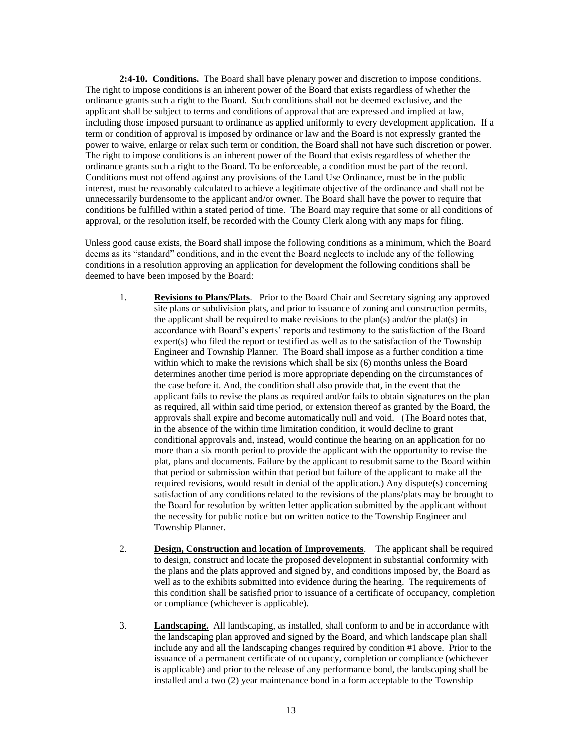**2:4-10. Conditions.** The Board shall have plenary power and discretion to impose conditions. The right to impose conditions is an inherent power of the Board that exists regardless of whether the ordinance grants such a right to the Board. Such conditions shall not be deemed exclusive, and the applicant shall be subject to terms and conditions of approval that are expressed and implied at law, including those imposed pursuant to ordinance as applied uniformly to every development application. If a term or condition of approval is imposed by ordinance or law and the Board is not expressly granted the power to waive, enlarge or relax such term or condition, the Board shall not have such discretion or power. The right to impose conditions is an inherent power of the Board that exists regardless of whether the ordinance grants such a right to the Board. To be enforceable, a condition must be part of the record. Conditions must not offend against any provisions of the Land Use Ordinance, must be in the public interest, must be reasonably calculated to achieve a legitimate objective of the ordinance and shall not be unnecessarily burdensome to the applicant and/or owner. The Board shall have the power to require that conditions be fulfilled within a stated period of time. The Board may require that some or all conditions of approval, or the resolution itself, be recorded with the County Clerk along with any maps for filing.

Unless good cause exists, the Board shall impose the following conditions as a minimum, which the Board deems as its "standard" conditions, and in the event the Board neglects to include any of the following conditions in a resolution approving an application for development the following conditions shall be deemed to have been imposed by the Board:

1. **Revisions to Plans/Plats**. Prior to the Board Chair and Secretary signing any approved site plans or subdivision plats, and prior to issuance of zoning and construction permits, the applicant shall be required to make revisions to the plan(s) and/or the plat(s) in accordance with Board's experts' reports and testimony to the satisfaction of the Board expert(s) who filed the report or testified as well as to the satisfaction of the Township Engineer and Township Planner. The Board shall impose as a further condition a time within which to make the revisions which shall be six (6) months unless the Board determines another time period is more appropriate depending on the circumstances of the case before it. And, the condition shall also provide that, in the event that the applicant fails to revise the plans as required and/or fails to obtain signatures on the plan as required, all within said time period, or extension thereof as granted by the Board, the approvals shall expire and become automatically null and void. (The Board notes that, in the absence of the within time limitation condition, it would decline to grant conditional approvals and, instead, would continue the hearing on an application for no more than a six month period to provide the applicant with the opportunity to revise the plat, plans and documents. Failure by the applicant to resubmit same to the Board within that period or submission within that period but failure of the applicant to make all the required revisions, would result in denial of the application.) Any dispute(s) concerning satisfaction of any conditions related to the revisions of the plans/plats may be brought to the Board for resolution by written letter application submitted by the applicant without the necessity for public notice but on written notice to the Township Engineer and Township Planner.

2. **Design, Construction and location of Improvements**. The applicant shall be required to design, construct and locate the proposed development in substantial conformity with the plans and the plats approved and signed by, and conditions imposed by, the Board as well as to the exhibits submitted into evidence during the hearing. The requirements of this condition shall be satisfied prior to issuance of a certificate of occupancy, completion or compliance (whichever is applicable).

3. **Landscaping.** All landscaping, as installed, shall conform to and be in accordance with the landscaping plan approved and signed by the Board, and which landscape plan shall include any and all the landscaping changes required by condition #1 above. Prior to the issuance of a permanent certificate of occupancy, completion or compliance (whichever is applicable) and prior to the release of any performance bond, the landscaping shall be installed and a two (2) year maintenance bond in a form acceptable to the Township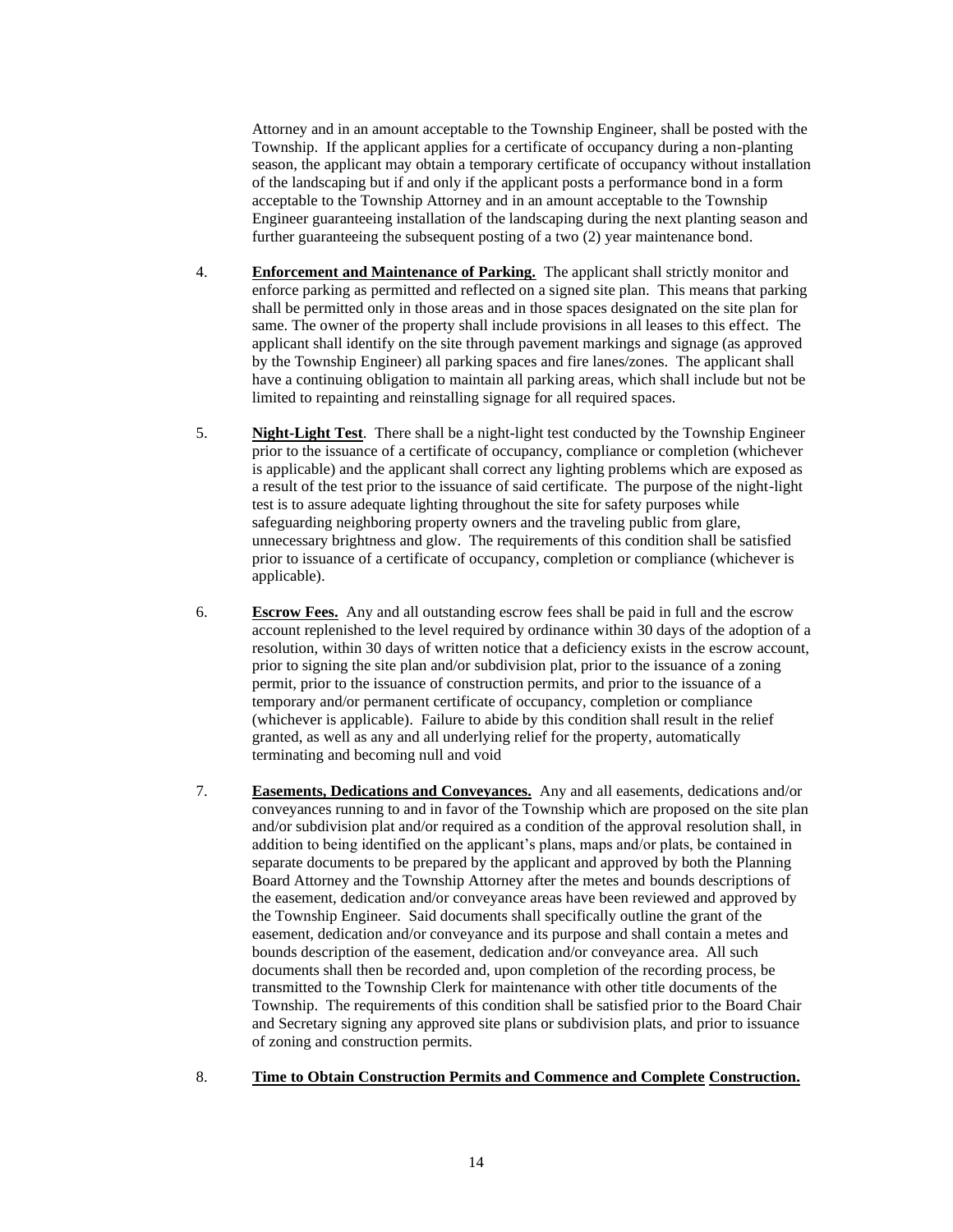Attorney and in an amount acceptable to the Township Engineer, shall be posted with the Township. If the applicant applies for a certificate of occupancy during a non-planting season, the applicant may obtain a temporary certificate of occupancy without installation of the landscaping but if and only if the applicant posts a performance bond in a form acceptable to the Township Attorney and in an amount acceptable to the Township Engineer guaranteeing installation of the landscaping during the next planting season and further guaranteeing the subsequent posting of a two (2) year maintenance bond.

4. **Enforcement and Maintenance of Parking.** The applicant shall strictly monitor and enforce parking as permitted and reflected on a signed site plan. This means that parking shall be permitted only in those areas and in those spaces designated on the site plan for same. The owner of the property shall include provisions in all leases to this effect. The applicant shall identify on the site through pavement markings and signage (as approved by the Township Engineer) all parking spaces and fire lanes/zones. The applicant shall have a continuing obligation to maintain all parking areas, which shall include but not be limited to repainting and reinstalling signage for all required spaces.

5. **Night-Light Test**. There shall be a night-light test conducted by the Township Engineer prior to the issuance of a certificate of occupancy, compliance or completion (whichever is applicable) and the applicant shall correct any lighting problems which are exposed as a result of the test prior to the issuance of said certificate. The purpose of the night-light test is to assure adequate lighting throughout the site for safety purposes while safeguarding neighboring property owners and the traveling public from glare, unnecessary brightness and glow. The requirements of this condition shall be satisfied prior to issuance of a certificate of occupancy, completion or compliance (whichever is applicable).

6. **Escrow Fees.** Any and all outstanding escrow fees shall be paid in full and the escrow account replenished to the level required by ordinance within 30 days of the adoption of a resolution, within 30 days of written notice that a deficiency exists in the escrow account, prior to signing the site plan and/or subdivision plat, prior to the issuance of a zoning permit, prior to the issuance of construction permits, and prior to the issuance of a temporary and/or permanent certificate of occupancy, completion or compliance (whichever is applicable). Failure to abide by this condition shall result in the relief granted, as well as any and all underlying relief for the property, automatically terminating and becoming null and void

7. **Easements, Dedications and Conveyances.** Any and all easements, dedications and/or conveyances running to and in favor of the Township which are proposed on the site plan and/or subdivision plat and/or required as a condition of the approval resolution shall, in addition to being identified on the applicant's plans, maps and/or plats, be contained in separate documents to be prepared by the applicant and approved by both the Planning Board Attorney and the Township Attorney after the metes and bounds descriptions of the easement, dedication and/or conveyance areas have been reviewed and approved by the Township Engineer. Said documents shall specifically outline the grant of the easement, dedication and/or conveyance and its purpose and shall contain a metes and bounds description of the easement, dedication and/or conveyance area. All such documents shall then be recorded and, upon completion of the recording process, be transmitted to the Township Clerk for maintenance with other title documents of the Township. The requirements of this condition shall be satisfied prior to the Board Chair and Secretary signing any approved site plans or subdivision plats, and prior to issuance of zoning and construction permits.

8. **Time to Obtain Construction Permits and Commence and Complete Construction.**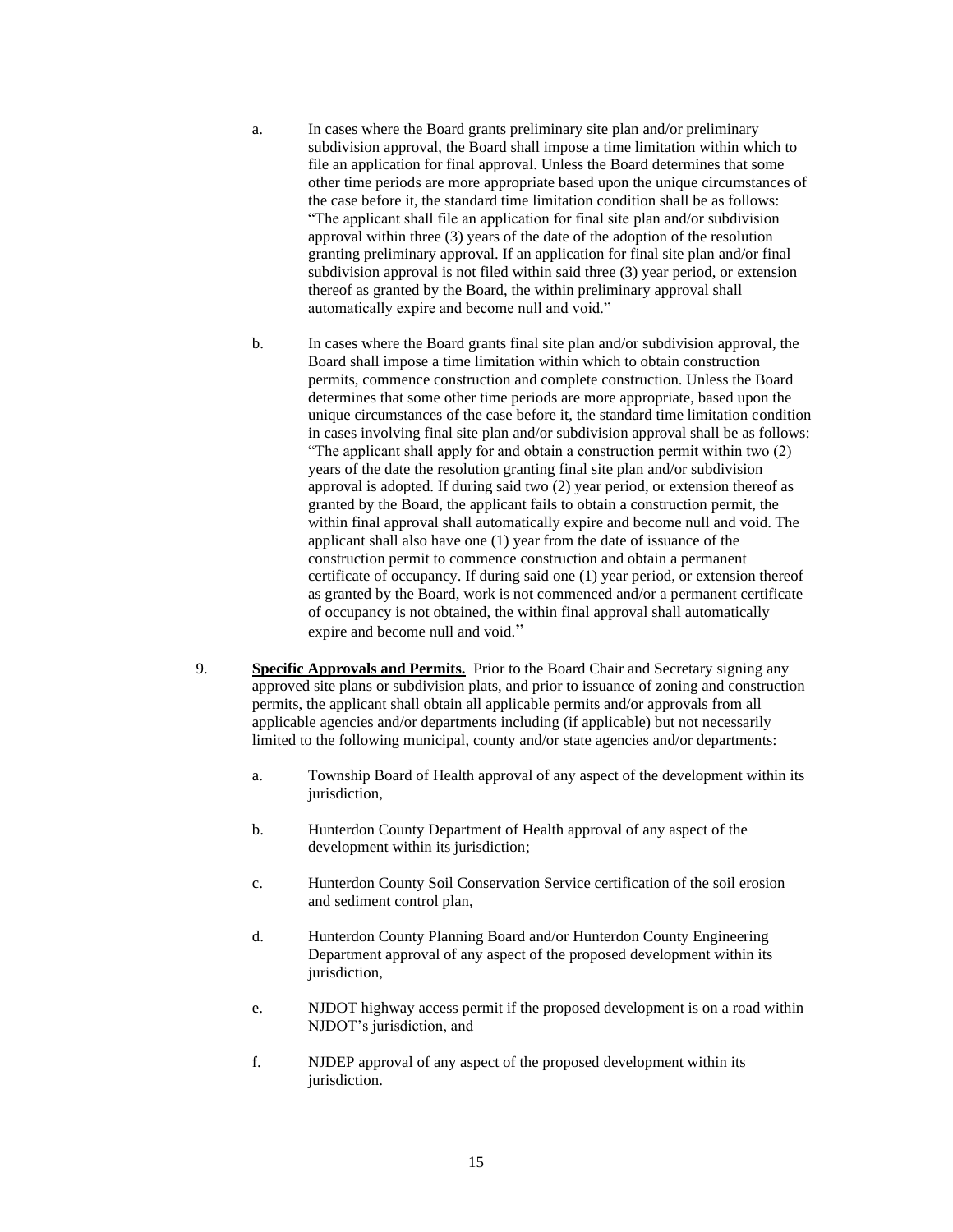a. In cases where the Board grants preliminary site plan and/or preliminary subdivision approval, the Board shall impose a time limitation within which to file an application for final approval. Unless the Board determines that some other time periods are more appropriate based upon the unique circumstances of the case before it, the standard time limitation condition shall be as follows: "The applicant shall file an application for final site plan and/or subdivision approval within three (3) years of the date of the adoption of the resolution granting preliminary approval. If an application for final site plan and/or final subdivision approval is not filed within said three (3) year period, or extension thereof as granted by the Board, the within preliminary approval shall automatically expire and become null and void."

b. In cases where the Board grants final site plan and/or subdivision approval, the Board shall impose a time limitation within which to obtain construction permits, commence construction and complete construction. Unless the Board determines that some other time periods are more appropriate, based upon the unique circumstances of the case before it, the standard time limitation condition in cases involving final site plan and/or subdivision approval shall be as follows: "The applicant shall apply for and obtain a construction permit within two (2) years of the date the resolution granting final site plan and/or subdivision approval is adopted. If during said two (2) year period, or extension thereof as granted by the Board, the applicant fails to obtain a construction permit, the within final approval shall automatically expire and become null and void. The applicant shall also have one (1) year from the date of issuance of the construction permit to commence construction and obtain a permanent certificate of occupancy. If during said one (1) year period, or extension thereof as granted by the Board, work is not commenced and/or a permanent certificate of occupancy is not obtained, the within final approval shall automatically expire and become null and void."

9. **Specific Approvals and Permits.** Prior to the Board Chair and Secretary signing any approved site plans or subdivision plats, and prior to issuance of zoning and construction permits, the applicant shall obtain all applicable permits and/or approvals from all applicable agencies and/or departments including (if applicable) but not necessarily limited to the following municipal, county and/or state agencies and/or departments:

a. Township Board of Health approval of any aspect of the development within its jurisdiction,

b. Hunterdon County Department of Health approval of any aspect of the development within its jurisdiction;

c. Hunterdon County Soil Conservation Service certification of the soil erosion and sediment control plan,

d. Hunterdon County Planning Board and/or Hunterdon County Engineering Department approval of any aspect of the proposed development within its jurisdiction,

e. NJDOT highway access permit if the proposed development is on a road within NJDOT's jurisdiction, and

f. NJDEP approval of any aspect of the proposed development within its jurisdiction.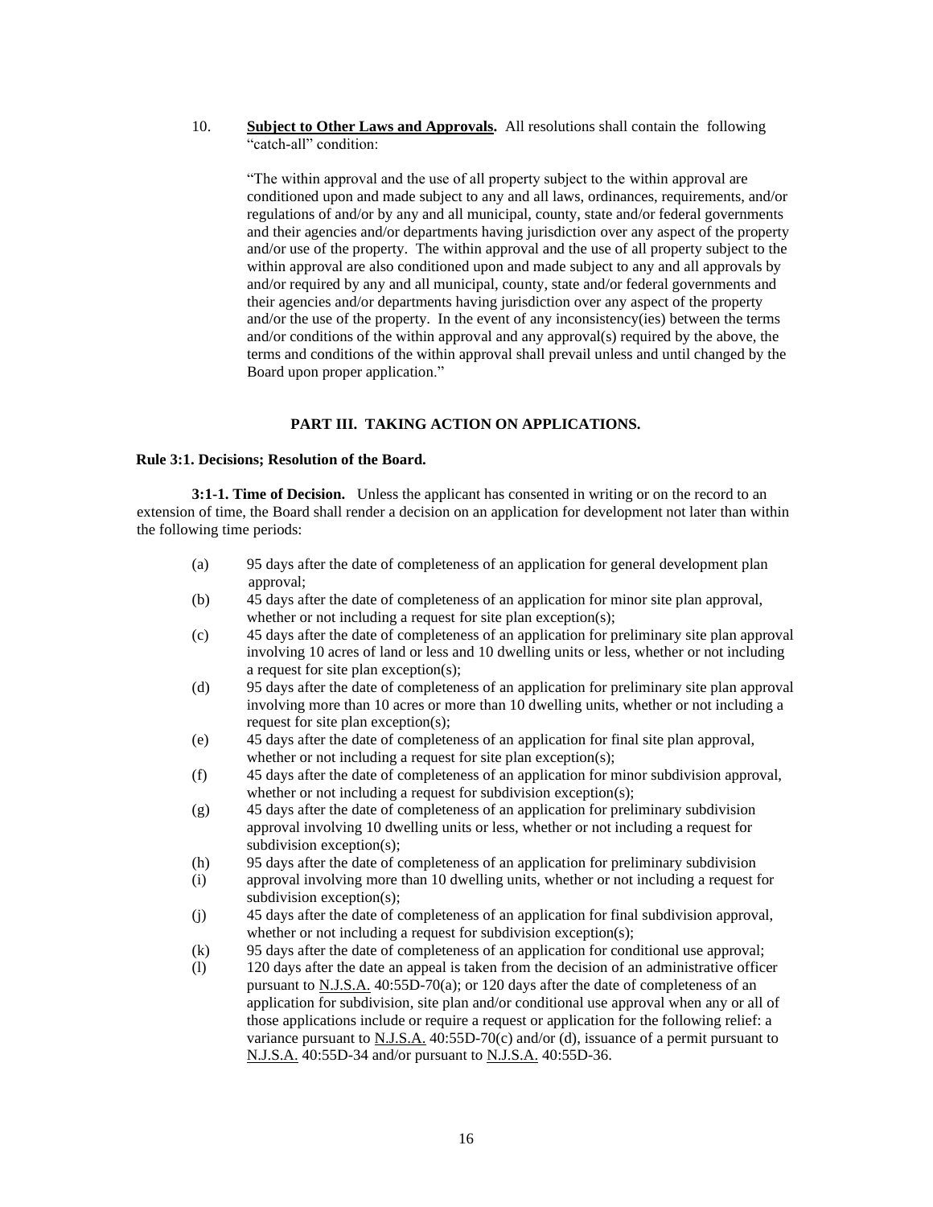10. **Subject to Other Laws and Approvals.** All resolutions shall contain the following "catch-all" condition:

> "The within approval and the use of all property subject to the within approval are conditioned upon and made subject to any and all laws, ordinances, requirements, and/or regulations of and/or by any and all municipal, county, state and/or federal governments and their agencies and/or departments having jurisdiction over any aspect of the property and/or use of the property. The within approval and the use of all property subject to the within approval are also conditioned upon and made subject to any and all approvals by and/or required by any and all municipal, county, state and/or federal governments and their agencies and/or departments having jurisdiction over any aspect of the property and/or the use of the property. In the event of any inconsistency(ies) between the terms and/or conditions of the within approval and any approval(s) required by the above, the terms and conditions of the within approval shall prevail unless and until changed by the Board upon proper application."

## PART III. TAKING ACTION ON APPLICATIONS.

### Rule 3:1. Decisions; Resolution of the Board.

**3:1-1. Time of Decision.** Unless the applicant has consented in writing or on the record to an extension of time, the Board shall render a decision on an application for development not later than within the following time periods:

(a) 95 days after the date of completeness of an application for general development plan approval;

(b) 45 days after the date of completeness of an application for minor site plan approval, whether or not including a request for site plan exception(s);

(c) 45 days after the date of completeness of an application for preliminary site plan approval involving 10 acres of land or less and 10 dwelling units or less, whether or not including a request for site plan exception(s);

(d) 95 days after the date of completeness of an application for preliminary site plan approval involving more than 10 acres or more than 10 dwelling units, whether or not including a request for site plan exception(s);

(e) 45 days after the date of completeness of an application for final site plan approval, whether or not including a request for site plan exception(s);

(f) 45 days after the date of completeness of an application for minor subdivision approval, whether or not including a request for subdivision exception(s);

(g) 45 days after the date of completeness of an application for preliminary subdivision approval involving 10 dwelling units or less, whether or not including a request for subdivision exception(s);

(h) 95 days after the date of completeness of an application for preliminary subdivision

(i) approval involving more than 10 dwelling units, whether or not including a request for subdivision exception(s);

(j) 45 days after the date of completeness of an application for final subdivision approval, whether or not including a request for subdivision exception(s);

(k) 95 days after the date of completeness of an application for conditional use approval;

(l) 120 days after the date an appeal is taken from the decision of an administrative officer pursuant to N.J.S.A. 40:55D-70(a); or 120 days after the date of completeness of an application for subdivision, site plan and/or conditional use approval when any or all of those applications include or require a request or application for the following relief: a variance pursuant to N.J.S.A. 40:55D-70(c) and/or (d), issuance of a permit pursuant to N.J.S.A. 40:55D-34 and/or pursuant to N.J.S.A. 40:55D-36.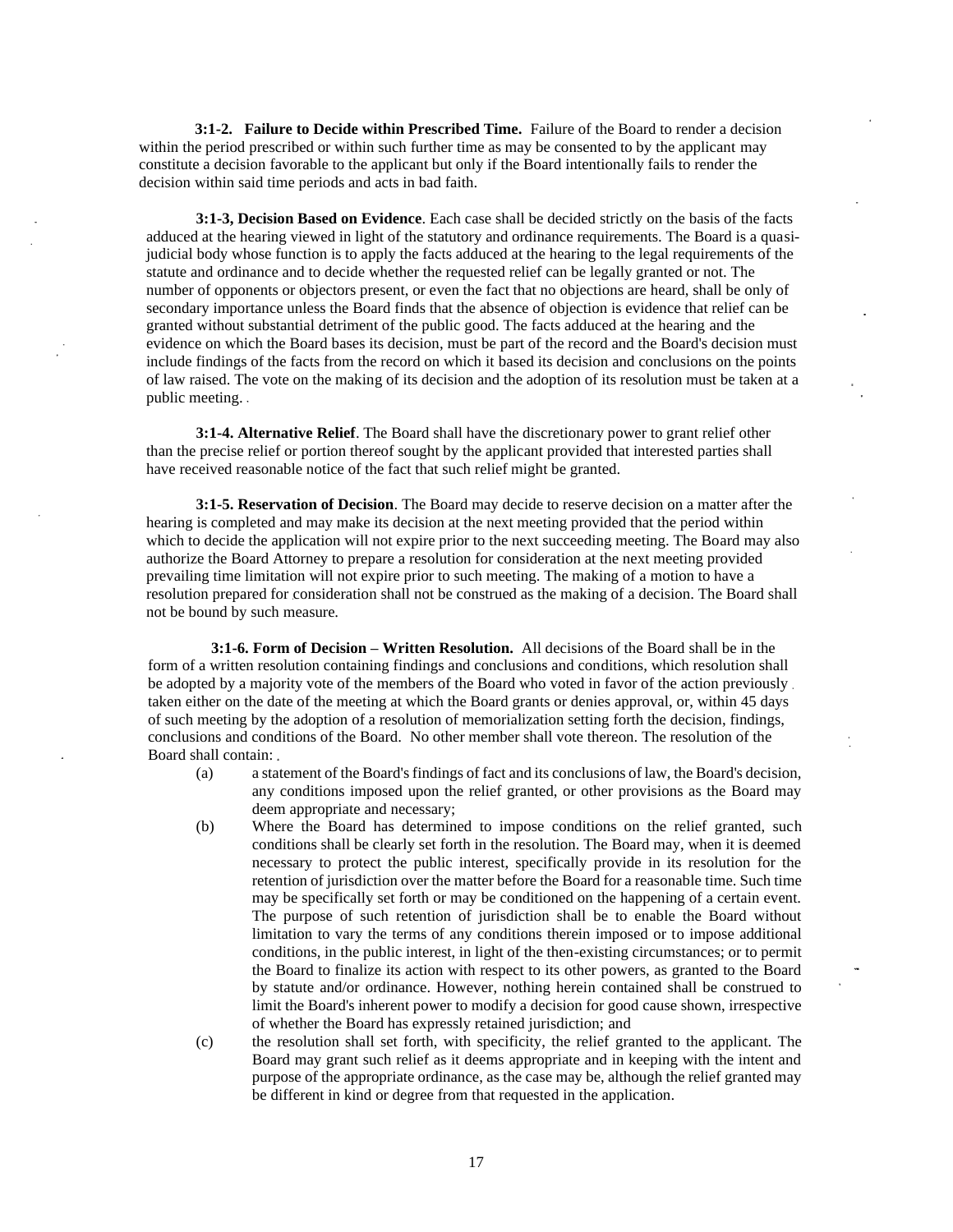**3:1-2. Failure to Decide within Prescribed Time.** Failure of the Board to render a decision within the period prescribed or within such further time as may be consented to by the applicant may constitute a decision favorable to the applicant but only if the Board intentionally fails to render the decision within said time periods and acts in bad faith.

**3:1-3, Decision Based on Evidence**. Each case shall be decided strictly on the basis of the facts adduced at the hearing viewed in light of the statutory and ordinance requirements. The Board is a quasi-judicial body whose function is to apply the facts adduced at the hearing to the legal requirements of the statute and ordinance and to decide whether the requested relief can be legally granted or not. The number of opponents or objectors present, or even the fact that no objections are heard, shall be only of secondary importance unless the Board finds that the absence of objection is evidence that relief can be granted without substantial detriment of the public good. The facts adduced at the hearing and the evidence on which the Board bases its decision, must be part of the record and the Board's decision must include findings of the facts from the record on which it based its decision and conclusions on the points of law raised. The vote on the making of its decision and the adoption of its resolution must be taken at a public meeting.

**3:1-4. Alternative Relief**. The Board shall have the discretionary power to grant relief other than the precise relief or portion thereof sought by the applicant provided that interested parties shall have received reasonable notice of the fact that such relief might be granted.

**3:1-5. Reservation of Decision**. The Board may decide to reserve decision on a matter after the hearing is completed and may make its decision at the next meeting provided that the period within which to decide the application will not expire prior to the next succeeding meeting. The Board may also authorize the Board Attorney to prepare a resolution for consideration at the next meeting provided prevailing time limitation will not expire prior to such meeting. The making of a motion to have a resolution prepared for consideration shall not be construed as the making of a decision. The Board shall not be bound by such measure.

**3:1-6. Form of Decision – Written Resolution.** All decisions of the Board shall be in the form of a written resolution containing findings and conclusions and conditions, which resolution shall be adopted by a majority vote of the members of the Board who voted in favor of the action previously taken either on the date of the meeting at which the Board grants or denies approval, or, within 45 days of such meeting by the adoption of a resolution of memorialization setting forth the decision, findings, conclusions and conditions of the Board. No other member shall vote thereon. The resolution of the Board shall contain:

(a) a statement of the Board's findings of fact and its conclusions of law, the Board's decision, any conditions imposed upon the relief granted, or other provisions as the Board may deem appropriate and necessary;

(b) Where the Board has determined to impose conditions on the relief granted, such conditions shall be clearly set forth in the resolution. The Board may, when it is deemed necessary to protect the public interest, specifically provide in its resolution for the retention of jurisdiction over the matter before the Board for a reasonable time. Such time may be specifically set forth or may be conditioned on the happening of a certain event. The purpose of such retention of jurisdiction shall be to enable the Board without limitation to vary the terms of any conditions therein imposed or to impose additional conditions, in the public interest, in light of the then-existing circumstances; or to permit the Board to finalize its action with respect to its other powers, as granted to the Board by statute and/or ordinance. However, nothing herein contained shall be construed to limit the Board's inherent power to modify a decision for good cause shown, irrespective of whether the Board has expressly retained jurisdiction; and

(c) the resolution shall set forth, with specificity, the relief granted to the applicant. The Board may grant such relief as it deems appropriate and in keeping with the intent and purpose of the appropriate ordinance, as the case may be, although the relief granted may be different in kind or degree from that requested in the application.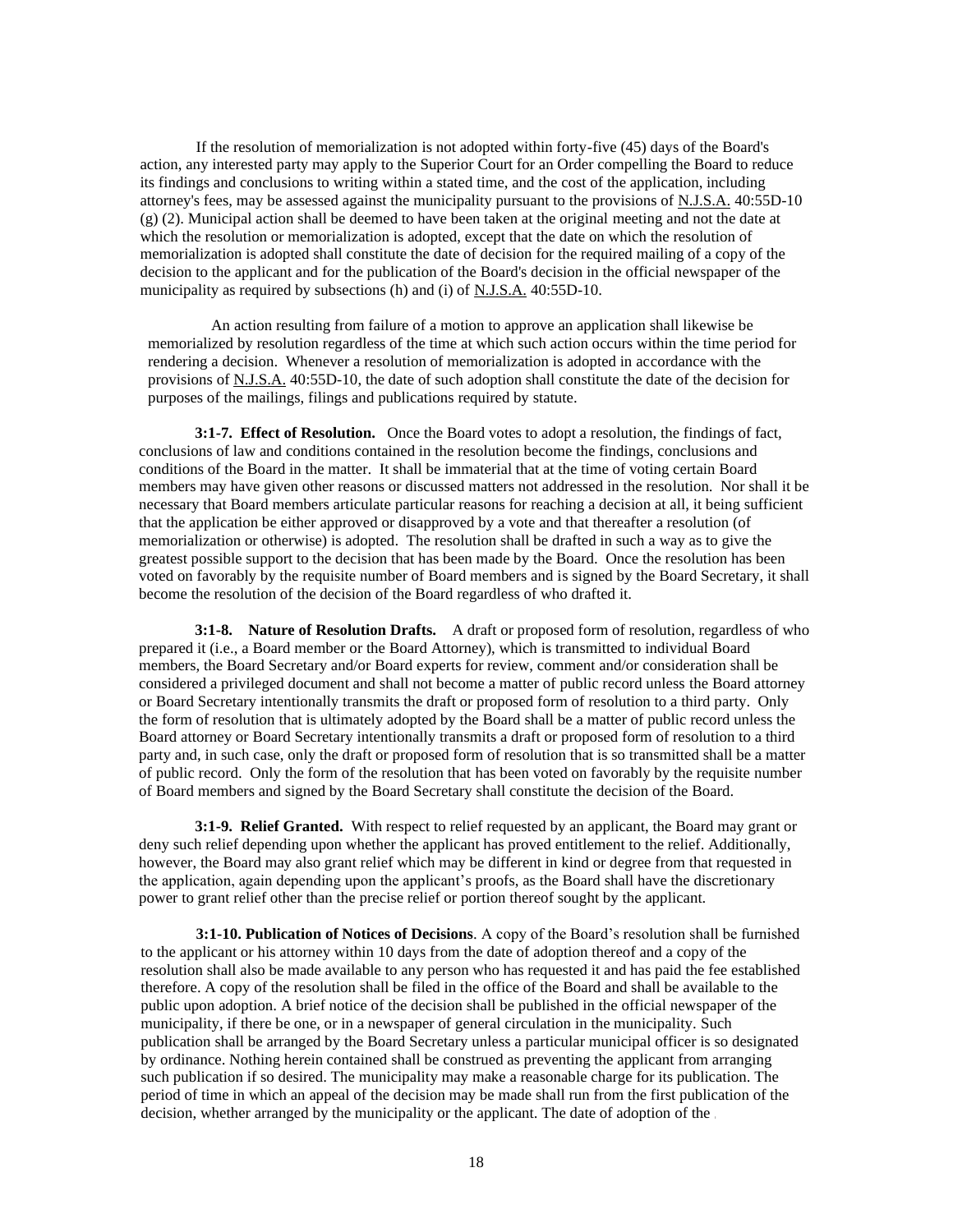If the resolution of memorialization is not adopted within forty-five (45) days of the Board's action, any interested party may apply to the Superior Court for an Order compelling the Board to reduce its findings and conclusions to writing within a stated time, and the cost of the application, including attorney's fees, may be assessed against the municipality pursuant to the provisions of N.J.S.A. 40:55D-10 (g) (2). Municipal action shall be deemed to have been taken at the original meeting and not the date at which the resolution or memorialization is adopted, except that the date on which the resolution of memorialization is adopted shall constitute the date of decision for the required mailing of a copy of the decision to the applicant and for the publication of the Board's decision in the official newspaper of the municipality as required by subsections (h) and (i) of N.J.S.A. 40:55D-10.

An action resulting from failure of a motion to approve an application shall likewise be memorialized by resolution regardless of the time at which such action occurs within the time period for rendering a decision. Whenever a resolution of memorialization is adopted in accordance with the provisions of N.J.S.A. 40:55D-10, the date of such adoption shall constitute the date of the decision for purposes of the mailings, filings and publications required by statute.

**3:1-7. Effect of Resolution.** Once the Board votes to adopt a resolution, the findings of fact, conclusions of law and conditions contained in the resolution become the findings, conclusions and conditions of the Board in the matter. It shall be immaterial that at the time of voting certain Board members may have given other reasons or discussed matters not addressed in the resolution. Nor shall it be necessary that Board members articulate particular reasons for reaching a decision at all, it being sufficient that the application be either approved or disapproved by a vote and that thereafter a resolution (of memorialization or otherwise) is adopted. The resolution shall be drafted in such a way as to give the greatest possible support to the decision that has been made by the Board. Once the resolution has been voted on favorably by the requisite number of Board members and is signed by the Board Secretary, it shall become the resolution of the decision of the Board regardless of who drafted it.

**3:1-8. Nature of Resolution Drafts.** A draft or proposed form of resolution, regardless of who prepared it (i.e., a Board member or the Board Attorney), which is transmitted to individual Board members, the Board Secretary and/or Board experts for review, comment and/or consideration shall be considered a privileged document and shall not become a matter of public record unless the Board attorney or Board Secretary intentionally transmits the draft or proposed form of resolution to a third party. Only the form of resolution that is ultimately adopted by the Board shall be a matter of public record unless the Board attorney or Board Secretary intentionally transmits a draft or proposed form of resolution to a third party and, in such case, only the draft or proposed form of resolution that is so transmitted shall be a matter of public record. Only the form of the resolution that has been voted on favorably by the requisite number of Board members and signed by the Board Secretary shall constitute the decision of the Board.

**3:1-9. Relief Granted.** With respect to relief requested by an applicant, the Board may grant or deny such relief depending upon whether the applicant has proved entitlement to the relief. Additionally, however, the Board may also grant relief which may be different in kind or degree from that requested in the application, again depending upon the applicant's proofs, as the Board shall have the discretionary power to grant relief other than the precise relief or portion thereof sought by the applicant.

**3:1-10. Publication of Notices of Decisions**. A copy of the Board's resolution shall be furnished to the applicant or his attorney within 10 days from the date of adoption thereof and a copy of the resolution shall also be made available to any person who has requested it and has paid the fee established therefore. A copy of the resolution shall be filed in the office of the Board and shall be available to the public upon adoption. A brief notice of the decision shall be published in the official newspaper of the municipality, if there be one, or in a newspaper of general circulation in the municipality. Such publication shall be arranged by the Board Secretary unless a particular municipal officer is so designated by ordinance. Nothing herein contained shall be construed as preventing the applicant from arranging such publication if so desired. The municipality may make a reasonable charge for its publication. The period of time in which an appeal of the decision may be made shall run from the first publication of the decision, whether arranged by the municipality or the applicant. The date of adoption of the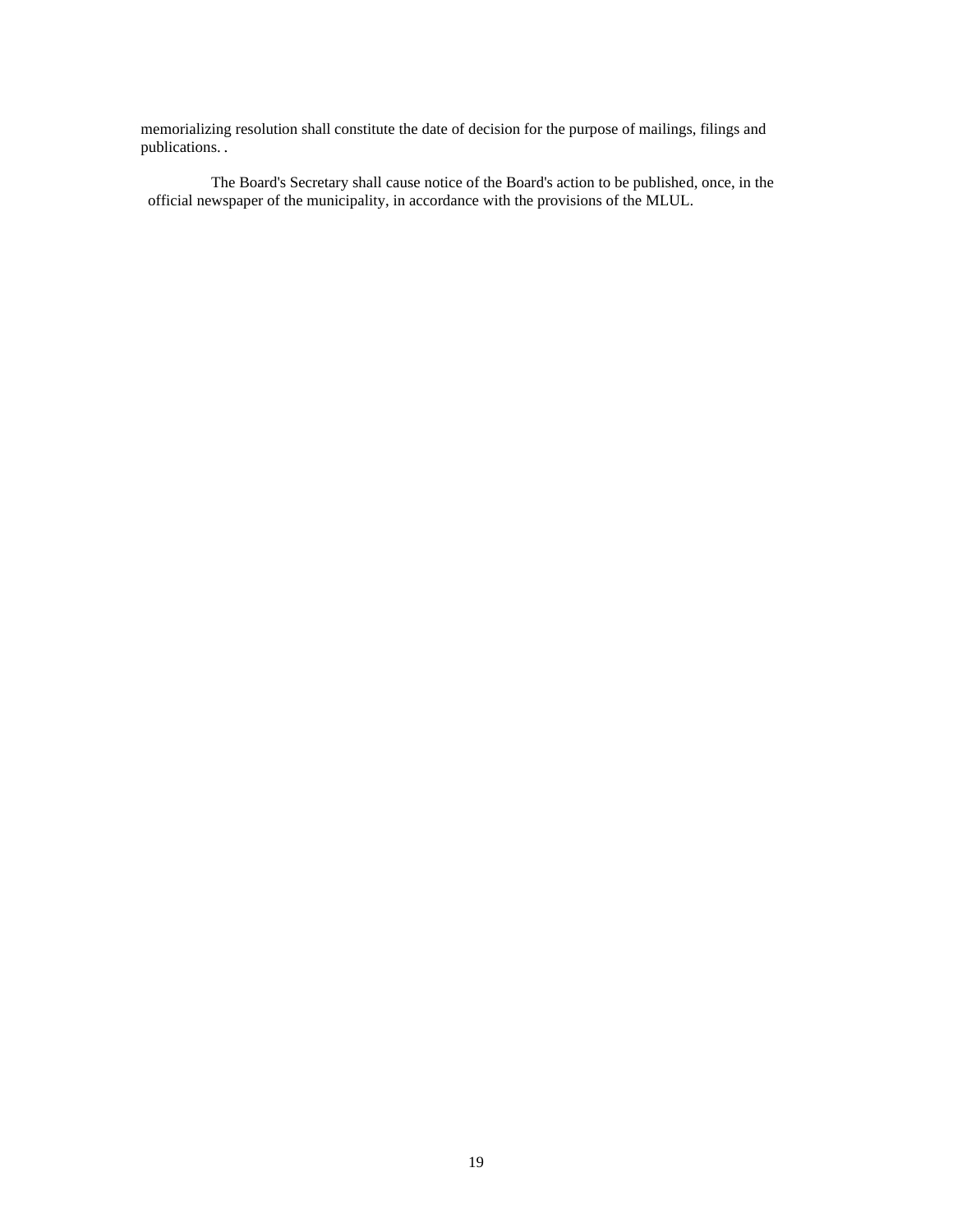memorializing resolution shall constitute the date of decision for the purpose of mailings, filings and publications. .

The Board's Secretary shall cause notice of the Board's action to be published, once, in the official newspaper of the municipality, in accordance with the provisions of the MLUL.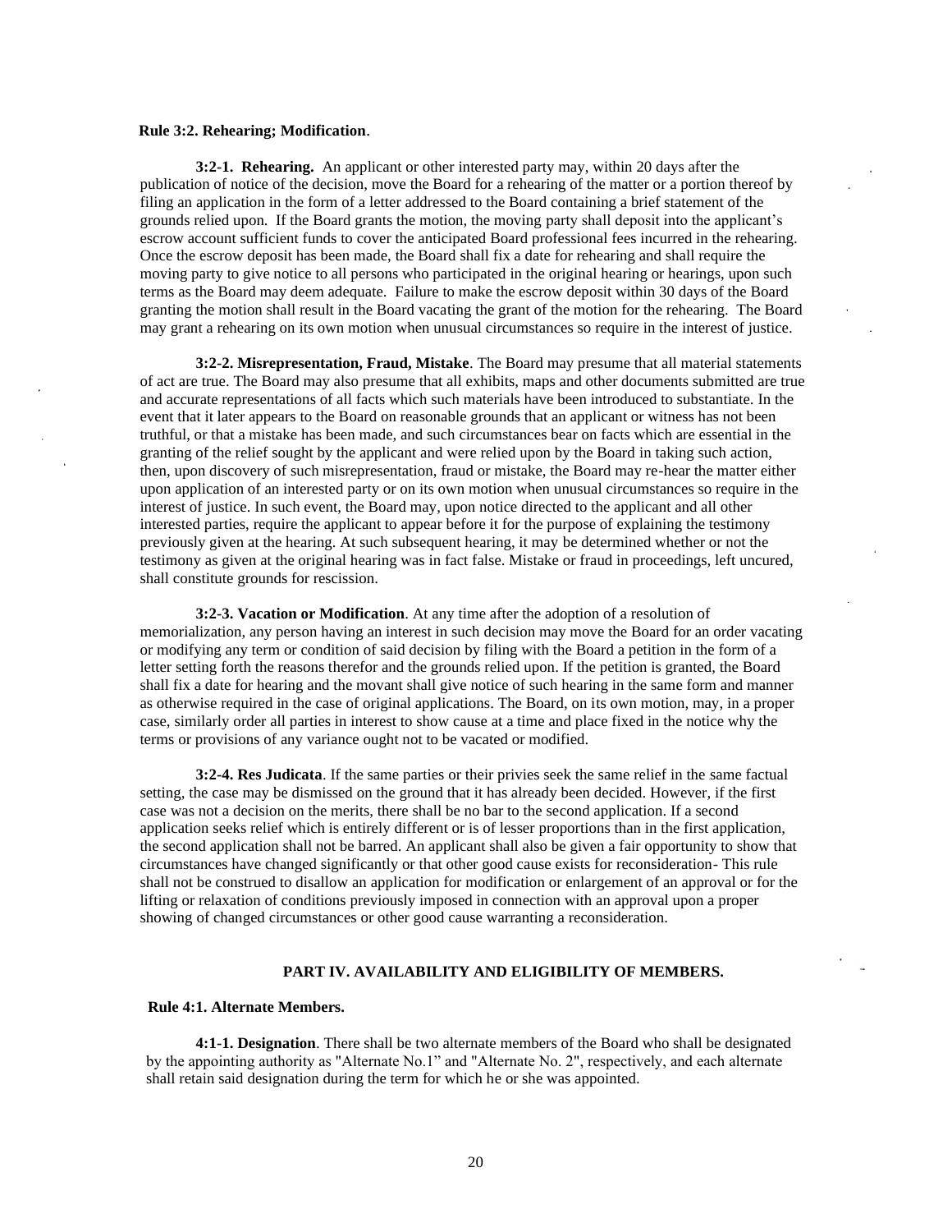**Rule 3:2. Rehearing; Modification**.

**3:2-1. Rehearing.** An applicant or other interested party may, within 20 days after the publication of notice of the decision, move the Board for a rehearing of the matter or a portion thereof by filing an application in the form of a letter addressed to the Board containing a brief statement of the grounds relied upon. If the Board grants the motion, the moving party shall deposit into the applicant's escrow account sufficient funds to cover the anticipated Board professional fees incurred in the rehearing. Once the escrow deposit has been made, the Board shall fix a date for rehearing and shall require the moving party to give notice to all persons who participated in the original hearing or hearings, upon such terms as the Board may deem adequate. Failure to make the escrow deposit within 30 days of the Board granting the motion shall result in the Board vacating the grant of the motion for the rehearing. The Board may grant a rehearing on its own motion when unusual circumstances so require in the interest of justice.

**3:2-2. Misrepresentation, Fraud, Mistake**. The Board may presume that all material statements of act are true. The Board may also presume that all exhibits, maps and other documents submitted are true and accurate representations of all facts which such materials have been introduced to substantiate. In the event that it later appears to the Board on reasonable grounds that an applicant or witness has not been truthful, or that a mistake has been made, and such circumstances bear on facts which are essential in the granting of the relief sought by the applicant and were relied upon by the Board in taking such action, then, upon discovery of such misrepresentation, fraud or mistake, the Board may re-hear the matter either upon application of an interested party or on its own motion when unusual circumstances so require in the interest of justice. In such event, the Board may, upon notice directed to the applicant and all other interested parties, require the applicant to appear before it for the purpose of explaining the testimony previously given at the hearing. At such subsequent hearing, it may be determined whether or not the testimony as given at the original hearing was in fact false. Mistake or fraud in proceedings, left uncured, shall constitute grounds for rescission.

**3:2-3. Vacation or Modification**. At any time after the adoption of a resolution of memorialization, any person having an interest in such decision may move the Board for an order vacating or modifying any term or condition of said decision by filing with the Board a petition in the form of a letter setting forth the reasons therefor and the grounds relied upon. If the petition is granted, the Board shall fix a date for hearing and the movant shall give notice of such hearing in the same form and manner as otherwise required in the case of original applications. The Board, on its own motion, may, in a proper case, similarly order all parties in interest to show cause at a time and place fixed in the notice why the terms or provisions of any variance ought not to be vacated or modified.

**3:2-4. Res Judicata**. If the same parties or their privies seek the same relief in the same factual setting, the case may be dismissed on the ground that it has already been decided. However, if the first case was not a decision on the merits, there shall be no bar to the second application. If a second application seeks relief which is entirely different or is of lesser proportions than in the first application, the second application shall not be barred. An applicant shall also be given a fair opportunity to show that circumstances have changed significantly or that other good cause exists for reconsideration- This rule shall not be construed to disallow an application for modification or enlargement of an approval or for the lifting or relaxation of conditions previously imposed in connection with an approval upon a proper showing of changed circumstances or other good cause warranting a reconsideration.

## PART IV. AVAILABILITY AND ELIGIBILITY OF MEMBERS.

**Rule 4:1. Alternate Members.**

**4:1-1. Designation**. There shall be two alternate members of the Board who shall be designated by the appointing authority as "Alternate No.1" and "Alternate No. 2", respectively, and each alternate shall retain said designation during the term for which he or she was appointed.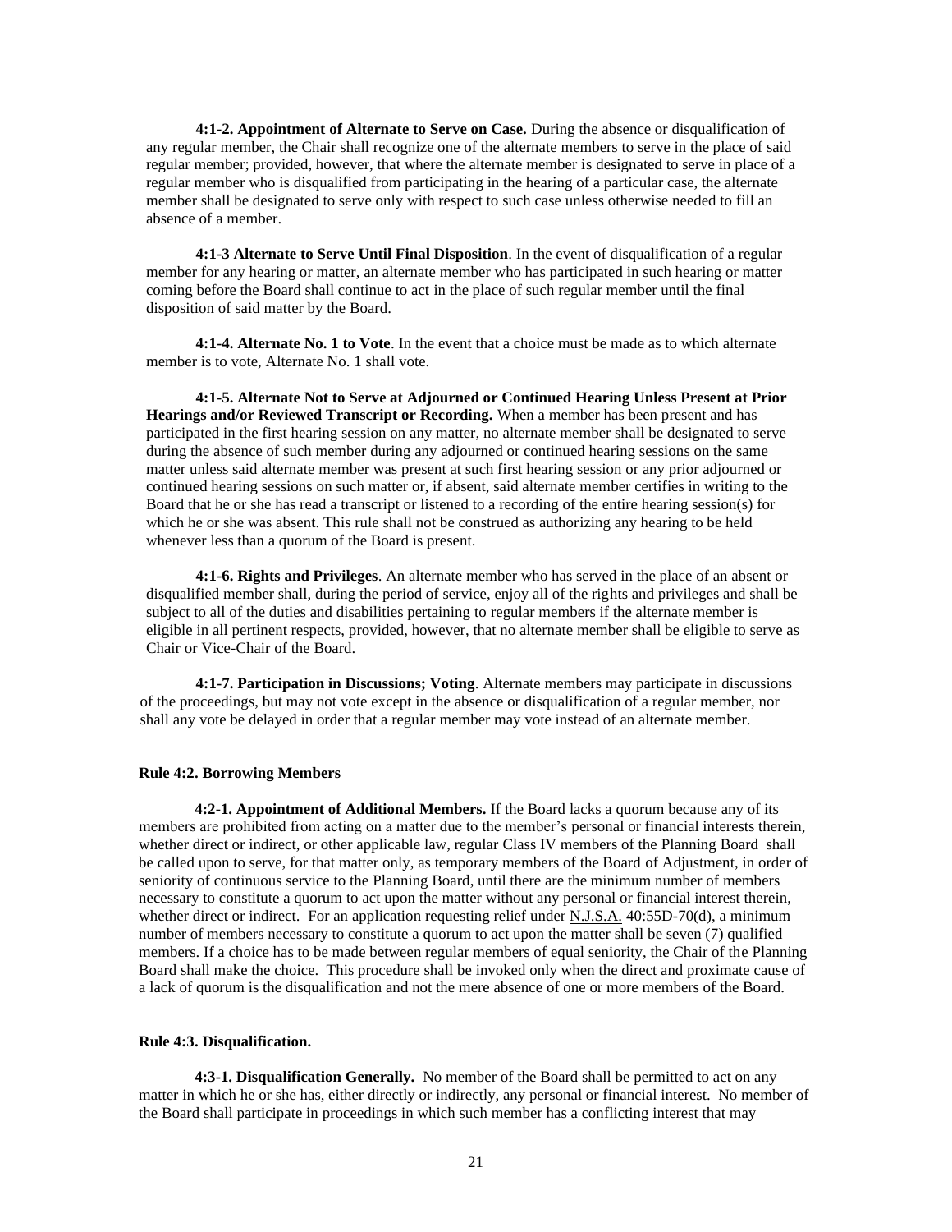**4:1-2. Appointment of Alternate to Serve on Case.** During the absence or disqualification of any regular member, the Chair shall recognize one of the alternate members to serve in the place of said regular member; provided, however, that where the alternate member is designated to serve in place of a regular member who is disqualified from participating in the hearing of a particular case, the alternate member shall be designated to serve only with respect to such case unless otherwise needed to fill an absence of a member.

**4:1-3 Alternate to Serve Until Final Disposition**. In the event of disqualification of a regular member for any hearing or matter, an alternate member who has participated in such hearing or matter coming before the Board shall continue to act in the place of such regular member until the final disposition of said matter by the Board.

**4:1-4. Alternate No. 1 to Vote**. In the event that a choice must be made as to which alternate member is to vote, Alternate No. 1 shall vote.

**4:1-5. Alternate Not to Serve at Adjourned or Continued Hearing Unless Present at Prior Hearings and/or Reviewed Transcript or Recording.** When a member has been present and has participated in the first hearing session on any matter, no alternate member shall be designated to serve during the absence of such member during any adjourned or continued hearing sessions on the same matter unless said alternate member was present at such first hearing session or any prior adjourned or continued hearing sessions on such matter or, if absent, said alternate member certifies in writing to the Board that he or she has read a transcript or listened to a recording of the entire hearing session(s) for which he or she was absent. This rule shall not be construed as authorizing any hearing to be held whenever less than a quorum of the Board is present.

**4:1-6. Rights and Privileges**. An alternate member who has served in the place of an absent or disqualified member shall, during the period of service, enjoy all of the rights and privileges and shall be subject to all of the duties and disabilities pertaining to regular members if the alternate member is eligible in all pertinent respects, provided, however, that no alternate member shall be eligible to serve as Chair or Vice-Chair of the Board.

**4:1-7. Participation in Discussions; Voting**. Alternate members may participate in discussions of the proceedings, but may not vote except in the absence or disqualification of a regular member, nor shall any vote be delayed in order that a regular member may vote instead of an alternate member.

**Rule 4:2. Borrowing Members**

**4:2-1. Appointment of Additional Members.** If the Board lacks a quorum because any of its members are prohibited from acting on a matter due to the member's personal or financial interests therein, whether direct or indirect, or other applicable law, regular Class IV members of the Planning Board shall be called upon to serve, for that matter only, as temporary members of the Board of Adjustment, in order of seniority of continuous service to the Planning Board, until there are the minimum number of members necessary to constitute a quorum to act upon the matter without any personal or financial interest therein, whether direct or indirect. For an application requesting relief under N.J.S.A. 40:55D-70(d), a minimum number of members necessary to constitute a quorum to act upon the matter shall be seven (7) qualified members. If a choice has to be made between regular members of equal seniority, the Chair of the Planning Board shall make the choice. This procedure shall be invoked only when the direct and proximate cause of a lack of quorum is the disqualification and not the mere absence of one or more members of the Board.

**Rule 4:3. Disqualification.**

**4:3-1. Disqualification Generally.** No member of the Board shall be permitted to act on any matter in which he or she has, either directly or indirectly, any personal or financial interest. No member of the Board shall participate in proceedings in which such member has a conflicting interest that may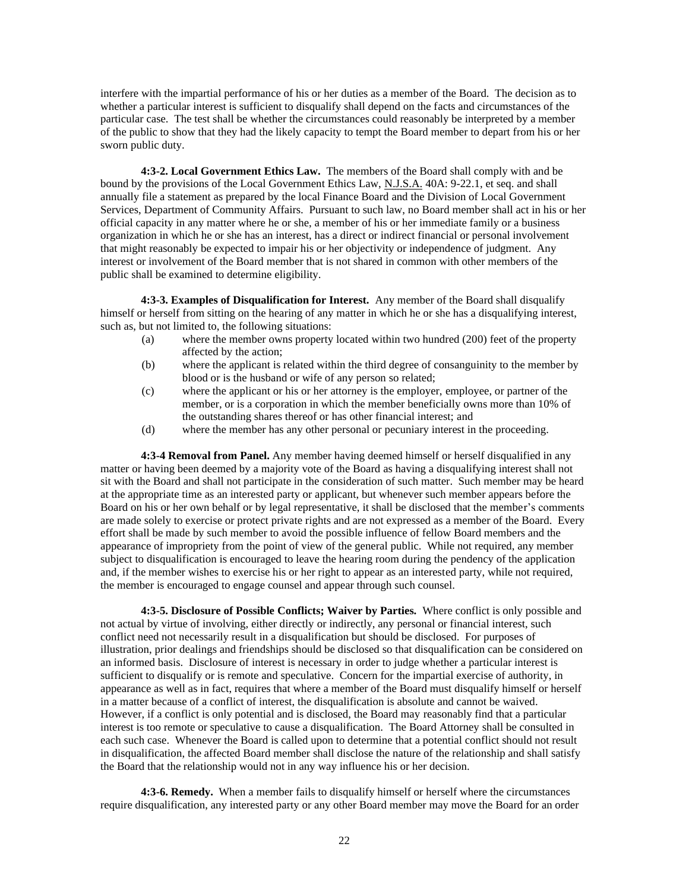interfere with the impartial performance of his or her duties as a member of the Board. The decision as to whether a particular interest is sufficient to disqualify shall depend on the facts and circumstances of the particular case. The test shall be whether the circumstances could reasonably be interpreted by a member of the public to show that they had the likely capacity to tempt the Board member to depart from his or her sworn public duty.

**4:3-2. Local Government Ethics Law.** The members of the Board shall comply with and be bound by the provisions of the Local Government Ethics Law, N.J.S.A. 40A: 9-22.1, et seq. and shall annually file a statement as prepared by the local Finance Board and the Division of Local Government Services, Department of Community Affairs. Pursuant to such law, no Board member shall act in his or her official capacity in any matter where he or she, a member of his or her immediate family or a business organization in which he or she has an interest, has a direct or indirect financial or personal involvement that might reasonably be expected to impair his or her objectivity or independence of judgment. Any interest or involvement of the Board member that is not shared in common with other members of the public shall be examined to determine eligibility.

**4:3-3. Examples of Disqualification for Interest.** Any member of the Board shall disqualify himself or herself from sitting on the hearing of any matter in which he or she has a disqualifying interest, such as, but not limited to, the following situations:

(a) where the member owns property located within two hundred (200) feet of the property affected by the action;

(b) where the applicant is related within the third degree of consanguinity to the member by blood or is the husband or wife of any person so related;

(c) where the applicant or his or her attorney is the employer, employee, or partner of the member, or is a corporation in which the member beneficially owns more than 10% of the outstanding shares thereof or has other financial interest; and

(d) where the member has any other personal or pecuniary interest in the proceeding.

**4:3-4 Removal from Panel.** Any member having deemed himself or herself disqualified in any matter or having been deemed by a majority vote of the Board as having a disqualifying interest shall not sit with the Board and shall not participate in the consideration of such matter. Such member may be heard at the appropriate time as an interested party or applicant, but whenever such member appears before the Board on his or her own behalf or by legal representative, it shall be disclosed that the member's comments are made solely to exercise or protect private rights and are not expressed as a member of the Board. Every effort shall be made by such member to avoid the possible influence of fellow Board members and the appearance of impropriety from the point of view of the general public. While not required, any member subject to disqualification is encouraged to leave the hearing room during the pendency of the application and, if the member wishes to exercise his or her right to appear as an interested party, while not required, the member is encouraged to engage counsel and appear through such counsel.

**4:3-5. Disclosure of Possible Conflicts; Waiver by Parties.** Where conflict is only possible and not actual by virtue of involving, either directly or indirectly, any personal or financial interest, such conflict need not necessarily result in a disqualification but should be disclosed. For purposes of illustration, prior dealings and friendships should be disclosed so that disqualification can be considered on an informed basis. Disclosure of interest is necessary in order to judge whether a particular interest is sufficient to disqualify or is remote and speculative. Concern for the impartial exercise of authority, in appearance as well as in fact, requires that where a member of the Board must disqualify himself or herself in a matter because of a conflict of interest, the disqualification is absolute and cannot be waived. However, if a conflict is only potential and is disclosed, the Board may reasonably find that a particular interest is too remote or speculative to cause a disqualification. The Board Attorney shall be consulted in each such case. Whenever the Board is called upon to determine that a potential conflict should not result in disqualification, the affected Board member shall disclose the nature of the relationship and shall satisfy the Board that the relationship would not in any way influence his or her decision.

**4:3-6. Remedy.** When a member fails to disqualify himself or herself where the circumstances require disqualification, any interested party or any other Board member may move the Board for an order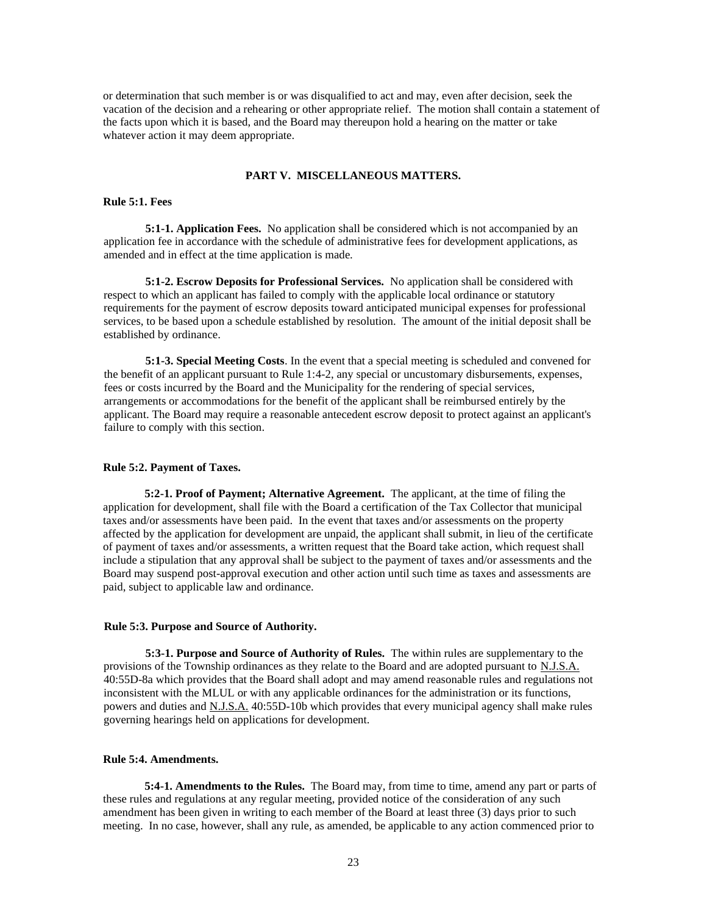or determination that such member is or was disqualified to act and may, even after decision, seek the vacation of the decision and a rehearing or other appropriate relief. The motion shall contain a statement of the facts upon which it is based, and the Board may thereupon hold a hearing on the matter or take whatever action it may deem appropriate.

## PART V. MISCELLANEOUS MATTERS.

### Rule 5:1. Fees

**5:1-1. Application Fees.** No application shall be considered which is not accompanied by an application fee in accordance with the schedule of administrative fees for development applications, as amended and in effect at the time application is made.

**5:1-2. Escrow Deposits for Professional Services.** No application shall be considered with respect to which an applicant has failed to comply with the applicable local ordinance or statutory requirements for the payment of escrow deposits toward anticipated municipal expenses for professional services, to be based upon a schedule established by resolution. The amount of the initial deposit shall be established by ordinance.

**5:1-3. Special Meeting Costs**. In the event that a special meeting is scheduled and convened for the benefit of an applicant pursuant to Rule 1:4-2, any special or uncustomary disbursements, expenses, fees or costs incurred by the Board and the Municipality for the rendering of special services, arrangements or accommodations for the benefit of the applicant shall be reimbursed entirely by the applicant. The Board may require a reasonable antecedent escrow deposit to protect against an applicant's failure to comply with this section.

### Rule 5:2. Payment of Taxes.

**5:2-1. Proof of Payment; Alternative Agreement.** The applicant, at the time of filing the application for development, shall file with the Board a certification of the Tax Collector that municipal taxes and/or assessments have been paid. In the event that taxes and/or assessments on the property affected by the application for development are unpaid, the applicant shall submit, in lieu of the certificate of payment of taxes and/or assessments, a written request that the Board take action, which request shall include a stipulation that any approval shall be subject to the payment of taxes and/or assessments and the Board may suspend post-approval execution and other action until such time as taxes and assessments are paid, subject to applicable law and ordinance.

### Rule 5:3. Purpose and Source of Authority.

**5:3-1. Purpose and Source of Authority of Rules.** The within rules are supplementary to the provisions of the Township ordinances as they relate to the Board and are adopted pursuant to N.J.S.A. 40:55D-8a which provides that the Board shall adopt and may amend reasonable rules and regulations not inconsistent with the MLUL or with any applicable ordinances for the administration or its functions, powers and duties and N.J.S.A. 40:55D-10b which provides that every municipal agency shall make rules governing hearings held on applications for development.

### Rule 5:4. Amendments.

**5:4-1. Amendments to the Rules.** The Board may, from time to time, amend any part or parts of these rules and regulations at any regular meeting, provided notice of the consideration of any such amendment has been given in writing to each member of the Board at least three (3) days prior to such meeting. In no case, however, shall any rule, as amended, be applicable to any action commenced prior to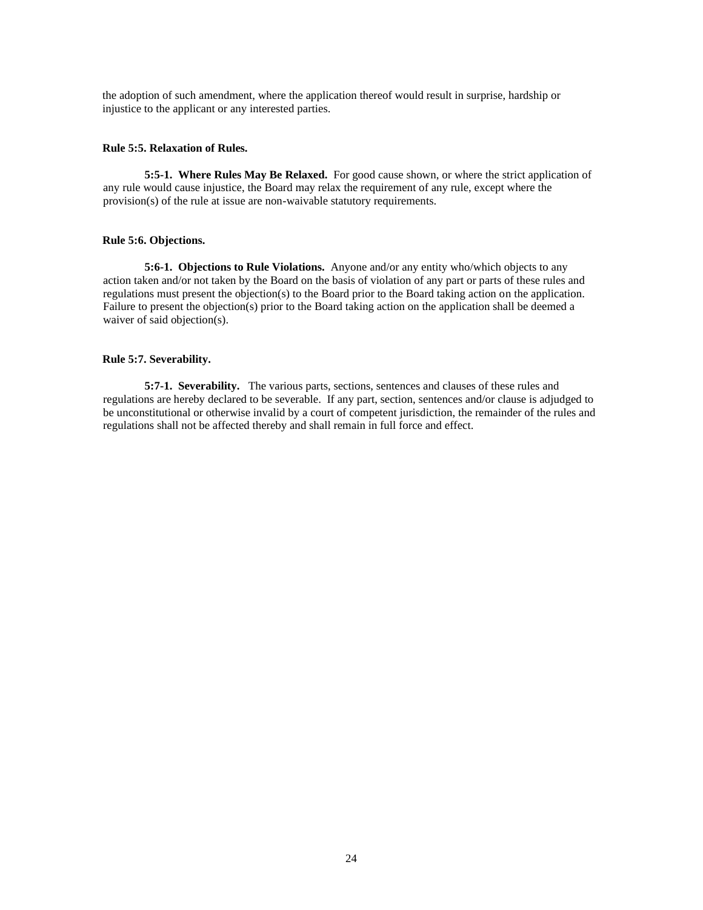the adoption of such amendment, where the application thereof would result in surprise, hardship or injustice to the applicant or any interested parties.

**Rule 5:5. Relaxation of Rules.**

**5:5-1. Where Rules May Be Relaxed.** For good cause shown, or where the strict application of any rule would cause injustice, the Board may relax the requirement of any rule, except where the provision(s) of the rule at issue are non-waivable statutory requirements.

**Rule 5:6. Objections.**

**5:6-1. Objections to Rule Violations.** Anyone and/or any entity who/which objects to any action taken and/or not taken by the Board on the basis of violation of any part or parts of these rules and regulations must present the objection(s) to the Board prior to the Board taking action on the application. Failure to present the objection(s) prior to the Board taking action on the application shall be deemed a waiver of said objection(s).

**Rule 5:7. Severability.**

**5:7-1. Severability.** The various parts, sections, sentences and clauses of these rules and regulations are hereby declared to be severable. If any part, section, sentences and/or clause is adjudged to be unconstitutional or otherwise invalid by a court of competent jurisdiction, the remainder of the rules and regulations shall not be affected thereby and shall remain in full force and effect.